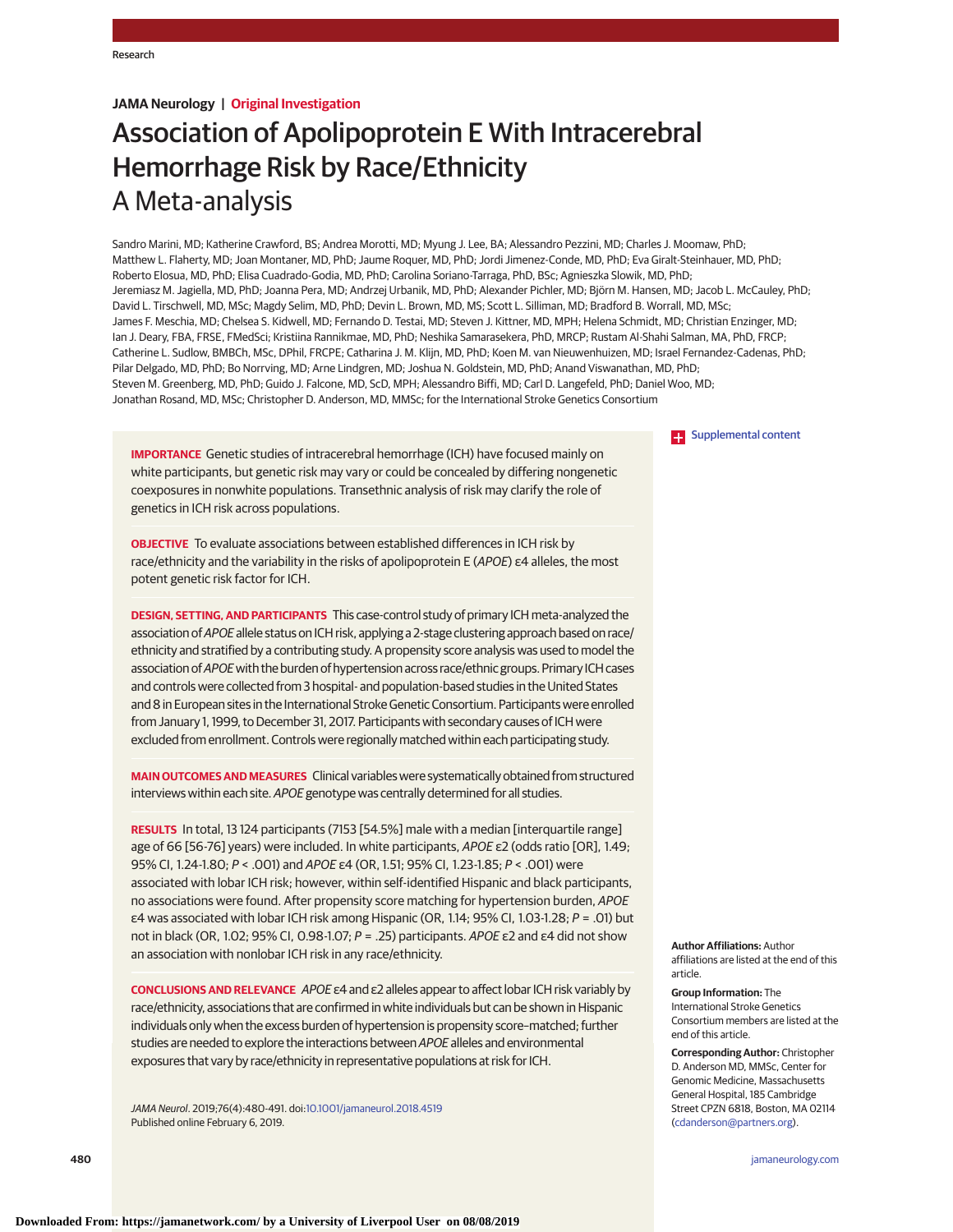JAMA Neurology | Original Investigation

# Association of Apolipoprotein E With Intracerebral Hemorrhage Risk by Race/Ethnicity
## A Meta-analysis

Sandro Marini, MD; Katherine Crawford, BS; Andrea Morotti, MD; Myung J. Lee, BA; Alessandro Pezzini, MD; Charles J. Moomaw, PhD; Matthew L. Flaherty, MD; Joan Montaner, MD, PhD; Jaume Roquer, MD, PhD; Jordi Jimenez-Conde, MD, PhD; Eva Giralt-Steinhauer, MD, PhD; Roberto Elosua, MD, PhD; Elisa Cuadrado-Godia, MD, PhD; Carolina Soriano-Tarraga, PhD, BSc; Agnieszka Slowik, MD, PhD; Jeremiasz M. Jagiella, MD, PhD; Joanna Pera, MD; Andrzej Urbanik, MD, PhD; Alexander Pichler, MD; Björn M. Hansen, MD; Jacob L. McCauley, PhD; David L. Tirschwell, MD, MSc; Magdy Selim, MD, PhD; Devin L. Brown, MD, MS; Scott L. Silliman, MD; Bradford B. Worrall, MD, MSc; James F. Meschia, MD; Chelsea S. Kidwell, MD; Fernando D. Testai, MD; Steven J. Kittner, MD, MPH; Helena Schmidt, MD; Christian Enzinger, MD; Ian J. Deary, FBA, FRSE, FMedSci; Kristiina Rannikmae, MD, PhD; Neshika Samarasekera, PhD, MRCP; Rustam Al-Shahi Salman, MA, PhD, FRCP; Catherine L. Sudlow, BMBCh, MSc, DPhil, FRCPE; Catharina J. M. Klijn, MD, PhD; Koen M. van Nieuwenhuizen, MD; Israel Fernandez-Cadenas, PhD; Pilar Delgado, MD, PhD; Bo Norrving, MD; Arne Lindgren, MD; Joshua N. Goldstein, MD, PhD; Anand Viswanathan, MD, PhD; Steven M. Greenberg, MD, PhD; Guido J. Falcone, MD, ScD, MPH; Alessandro Biffi, MD; Carl D. Langefeld, PhD; Daniel Woo, MD; Jonathan Rosand, MD, MSc; Christopher D. Anderson, MD, MMSc; for the International Stroke Genetics Consortium

Supplemental content

**IMPORTANCE** Genetic studies of intracerebral hemorrhage (ICH) have focused mainly on white participants, but genetic risk may vary or could be concealed by differing nongenetic coexposures in nonwhite populations. Transethnic analysis of risk may clarify the role of genetics in ICH risk across populations.

**OBJECTIVE** To evaluate associations between established differences in ICH risk by race/ethnicity and the variability in the risks of apolipoprotein E (*APOE*) ε4 alleles, the most potent genetic risk factor for ICH.

**DESIGN, SETTING, AND PARTICIPANTS** This case-control study of primary ICH meta-analyzed the association of *APOE* allele status on ICH risk, applying a 2-stage clustering approach based on race/ethnicity and stratified by a contributing study. A propensity score analysis was used to model the association of *APOE* with the burden of hypertension across race/ethnic groups. Primary ICH cases and controls were collected from 3 hospital- and population-based studies in the United States and 8 in European sites in the International Stroke Genetic Consortium. Participants were enrolled from January 1, 1999, to December 31, 2017. Participants with secondary causes of ICH were excluded from enrollment. Controls were regionally matched within each participating study.

**MAIN OUTCOMES AND MEASURES** Clinical variables were systematically obtained from structured interviews within each site. *APOE* genotype was centrally determined for all studies.

**RESULTS** In total, 13 124 participants (7153 [54.5%] male with a median [interquartile range] age of 66 [56-76] years) were included. In white participants, *APOE* ε2 (odds ratio [OR], 1.49; 95% CI, 1.24-1.80; $P < .001$) and *APOE* ε4 (OR, 1.51; 95% CI, 1.23-1.85; $P < .001$) were associated with lobar ICH risk; however, within self-identified Hispanic and black participants, no associations were found. After propensity score matching for hypertension burden, *APOE* ε4 was associated with lobar ICH risk among Hispanic (OR, 1.14; 95% CI, 1.03-1.28; $P = .01$) but not in black (OR, 1.02; 95% CI, 0.98-1.07; $P = .25$) participants. *APOE* ε2 and ε4 did not show an association with nonlobar ICH risk in any race/ethnicity.

**CONCLUSIONS AND RELEVANCE** *APOE* ε4 and ε2 alleles appear to affect lobar ICH risk variably by race/ethnicity, associations that are confirmed in white individuals but can be shown in Hispanic individuals only when the excess burden of hypertension is propensity score–matched; further studies are needed to explore the interactions between *APOE* alleles and environmental exposures that vary by race/ethnicity in representative populations at risk for ICH.

*JAMA Neurol*. 2019;76(4):480-491. doi:10.1001/jamaneurol.2018.4519
Published online February 6, 2019.

**Author Affiliations:** Author affiliations are listed at the end of this article.

**Group Information:** The International Stroke Genetics Consortium members are listed at the end of this article.

**Corresponding Author:** Christopher D. Anderson MD, MMSc, Center for Genomic Medicine, Massachusetts General Hospital, 185 Cambridge Street CPZN 6818, Boston, MA 02114 (cdanderson@partners.org).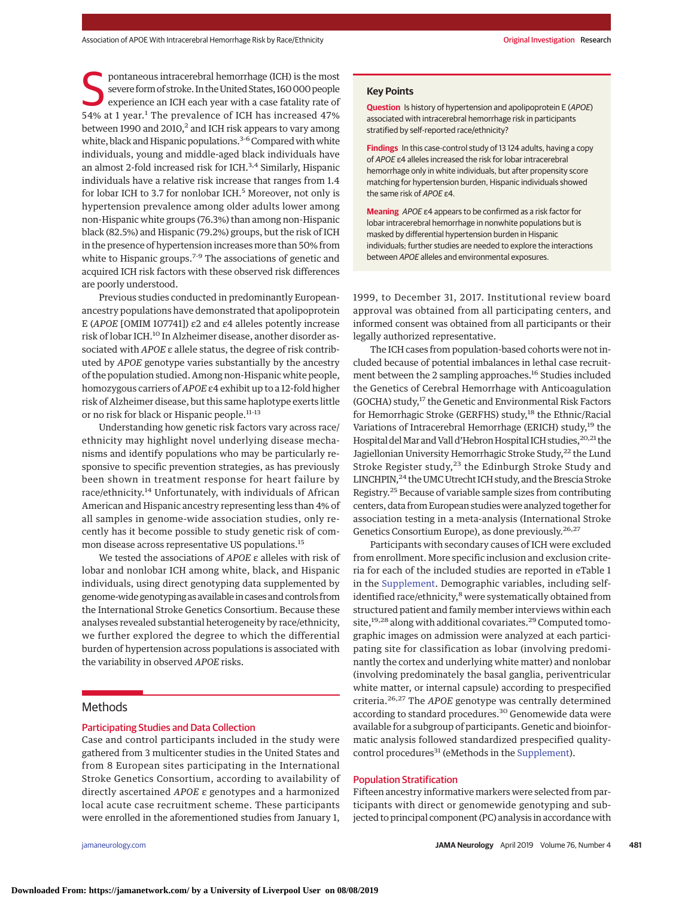Spontaneous intracerebral hemorrhage (ICH) is the most severe form of stroke. In the United States, 160 000 people experience an ICH each year with a case fatality rate of 54% at 1 year.[1] The prevalence of ICH has increased 47% between 1990 and 2010,[2] and ICH risk appears to vary among white, black and Hispanic populations.[3-6] Compared with white individuals, young and middle-aged black individuals have an almost 2-fold increased risk for ICH.[3,4] Similarly, Hispanic individuals have a relative risk increase that ranges from 1.4 for lobar ICH to 3.7 for nonlobar ICH.[5] Moreover, not only is hypertension prevalence among older adults lower among non-Hispanic white groups (76.3%) than among non-Hispanic black (82.5%) and Hispanic (79.2%) groups, but the risk of ICH in the presence of hypertension increases more than 50% from white to Hispanic groups.[7-9] The associations of genetic and acquired ICH risk factors with these observed risk differences are poorly understood.

Previous studies conducted in predominantly European-ancestry populations have demonstrated that apolipoprotein E (*APOE* [OMIM 107741]) ε2 and ε4 alleles potently increase risk of lobar ICH.[10] In Alzheimer disease, another disorder associated with *APOE* ε allele status, the degree of risk contributed by *APOE* genotype varies substantially by the ancestry of the population studied. Among non-Hispanic white people, homozygous carriers of *APOE* ε4 exhibit up to a 12-fold higher risk of Alzheimer disease, but this same haplotype exerts little or no risk for black or Hispanic people.[11-13]

Understanding how genetic risk factors vary across race/ethnicity may highlight novel underlying disease mechanisms and identify populations who may be particularly responsive to specific prevention strategies, as has previously been shown in treatment response for heart failure by race/ethnicity.[14] Unfortunately, with individuals of African American and Hispanic ancestry representing less than 4% of all samples in genome-wide association studies, only recently has it become possible to study genetic risk of common disease across representative US populations.[15]

We tested the associations of *APOE* ε alleles with risk of lobar and nonlobar ICH among white, black, and Hispanic individuals, using direct genotyping data supplemented by genome-wide genotyping as available in cases and controls from the International Stroke Genetics Consortium. Because these analyses revealed substantial heterogeneity by race/ethnicity, we further explored the degree to which the differential burden of hypertension across populations is associated with the variability in observed *APOE* risks.

### Key Points

**Question** Is history of hypertension and apolipoprotein E (*APOE*) associated with intracerebral hemorrhage risk in participants stratified by self-reported race/ethnicity?

**Findings** In this case-control study of 13 124 adults, having a copy of *APOE* ε4 alleles increased the risk for lobar intracerebral hemorrhage only in white individuals, but after propensity score matching for hypertension burden, Hispanic individuals showed the same risk of *APOE* ε4.

**Meaning** *APOE* ε4 appears to be confirmed as a risk factor for lobar intracerebral hemorrhage in nonwhite populations but is masked by differential hypertension burden in Hispanic individuals; further studies are needed to explore the interactions between *APOE* alleles and environmental exposures.

## Methods

### Participating Studies and Data Collection

Case and control participants included in the study were gathered from 3 multicenter studies in the United States and from 8 European sites participating in the International Stroke Genetics Consortium, according to availability of directly ascertained *APOE* ε genotypes and a harmonized local acute case recruitment scheme. These participants were enrolled in the aforementioned studies from January 1, 1999, to December 31, 2017. Institutional review board approval was obtained from all participating centers, and informed consent was obtained from all participants or their legally authorized representative.

The ICH cases from population-based cohorts were not included because of potential imbalances in lethal case recruitment between the 2 sampling approaches.[16] Studies included the Genetics of Cerebral Hemorrhage with Anticoagulation (GOCHA) study,[17] the Genetic and Environmental Risk Factors for Hemorrhagic Stroke (GERFHS) study,[18] the Ethnic/Racial Variations of Intracerebral Hemorrhage (ERICH) study,[19] the Hospital del Mar and Vall d'Hebron Hospital ICH studies,[20,21] the Jagiellonian University Hemorrhagic Stroke Study,[22] the Lund Stroke Register study,[23] the Edinburgh Stroke Study and LINCHPIN,[24] the UMC Utrecht ICH study, and the Brescia Stroke Registry.[25] Because of variable sample sizes from contributing centers, data from European studies were analyzed together for association testing in a meta-analysis (International Stroke Genetics Consortium Europe), as done previously.[26,27]

Participants with secondary causes of ICH were excluded from enrollment. More specific inclusion and exclusion criteria for each of the included studies are reported in eTable 1 in the Supplement. Demographic variables, including self-identified race/ethnicity,[8] were systematically obtained from structured patient and family member interviews within each site,[19,28] along with additional covariates.[29] Computed tomographic images on admission were analyzed at each participating site for classification as lobar (involving predominantly the cortex and underlying white matter) and nonlobar (involving predominately the basal ganglia, periventricular white matter, or internal capsule) according to prespecified criteria.[26,27] The *APOE* genotype was centrally determined according to standard procedures.[30] Genomewide data were available for a subgroup of participants. Genetic and bioinformatic analysis followed standardized prespecified quality-control procedures[31] (eMethods in the Supplement).

### Population Stratification

Fifteen ancestry informative markers were selected from participants with direct or genomewide genotyping and subjected to principal component (PC) analysis in accordance with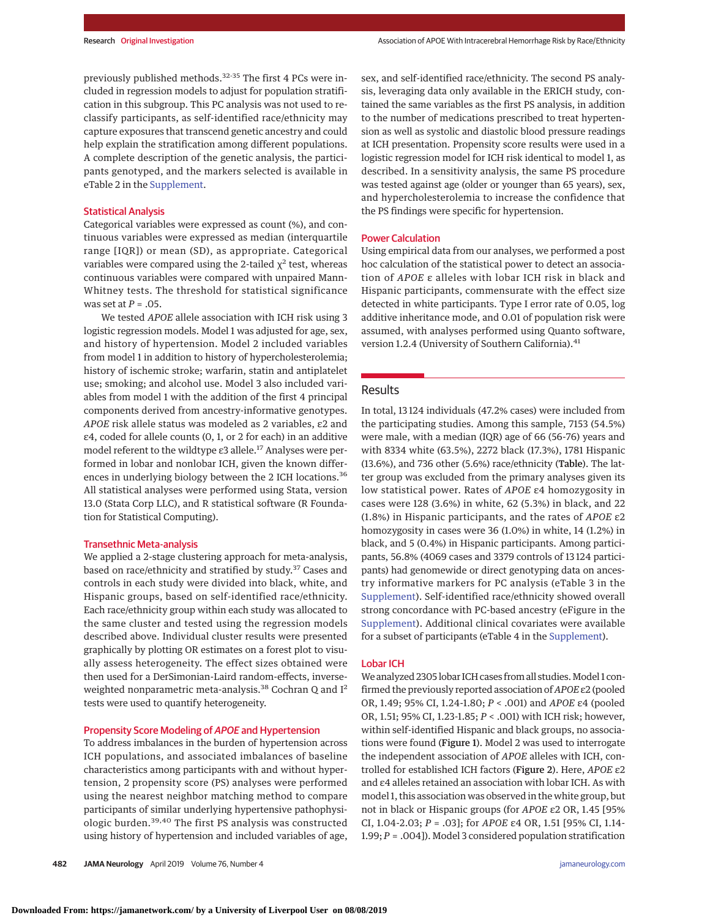previously published methods.[32-35] The first 4 PCs were included in regression models to adjust for population stratification in this subgroup. This PC analysis was not used to reclassify participants, as self-identified race/ethnicity may capture exposures that transcend genetic ancestry and could help explain the stratification among different populations. A complete description of the genetic analysis, the participants genotyped, and the markers selected is available in eTable 2 in the Supplement.

### Statistical Analysis

Categorical variables were expressed as count (%), and continuous variables were expressed as median (interquartile range [IQR]) or mean (SD), as appropriate. Categorical variables were compared using the 2-tailed $\chi^2$ test, whereas continuous variables were compared with unpaired Mann-Whitney tests. The threshold for statistical significance was set at $P = .05$.

We tested *APOE* allele association with ICH risk using 3 logistic regression models. Model 1 was adjusted for age, sex, and history of hypertension. Model 2 included variables from model 1 in addition to history of hypercholesterolemia; history of ischemic stroke; warfarin, statin and antiplatelet use; smoking; and alcohol use. Model 3 also included variables from model 1 with the addition of the first 4 principal components derived from ancestry-informative genotypes. *APOE* risk allele status was modeled as 2 variables, ε2 and ε4, coded for allele counts (0, 1, or 2 for each) in an additive model referent to the wildtype ε3 allele.[17] Analyses were performed in lobar and nonlobar ICH, given the known differences in underlying biology between the 2 ICH locations.[36] All statistical analyses were performed using Stata, version 13.0 (Stata Corp LLC), and R statistical software (R Foundation for Statistical Computing).

### Transethnic Meta-analysis

We applied a 2-stage clustering approach for meta-analysis, based on race/ethnicity and stratified by study.[37] Cases and controls in each study were divided into black, white, and Hispanic groups, based on self-identified race/ethnicity. Each race/ethnicity group within each study was allocated to the same cluster and tested using the regression models described above. Individual cluster results were presented graphically by plotting OR estimates on a forest plot to visually assess heterogeneity. The effect sizes obtained were then used for a DerSimonian-Laird random-effects, inverse-weighted nonparametric meta-analysis.[38] Cochran Q and $I^2$ tests were used to quantify heterogeneity.

### Propensity Score Modeling of *APOE* and Hypertension

To address imbalances in the burden of hypertension across ICH populations, and associated imbalances of baseline characteristics among participants with and without hypertension, 2 propensity score (PS) analyses were performed using the nearest neighbor matching method to compare participants of similar underlying hypertensive pathophysiologic burden.[39,40] The first PS analysis was constructed using history of hypertension and included variables of age, sex, and self-identified race/ethnicity. The second PS analysis, leveraging data only available in the ERICH study, contained the same variables as the first PS analysis, in addition to the number of medications prescribed to treat hypertension as well as systolic and diastolic blood pressure readings at ICH presentation. Propensity score results were used in a logistic regression model for ICH risk identical to model 1, as described. In a sensitivity analysis, the same PS procedure was tested against age (older or younger than 65 years), sex, and hypercholesterolemia to increase the confidence that the PS findings were specific for hypertension.

### Power Calculation

Using empirical data from our analyses, we performed a post hoc calculation of the statistical power to detect an association of *APOE* ε alleles with lobar ICH risk in black and Hispanic participants, commensurate with the effect size detected in white participants. Type I error of 0.05, log additive inheritance mode, and 0.01 of population risk were assumed, with analyses performed using Quanto software, version 1.2.4 (University of Southern California).[41]

## Results

In total, 13 124 individuals (47.2% cases) were included from the participating studies. Among this sample, 7153 (54.5%) were male, with a median (IQR) age of 66 (56-76) years and with 8334 white (63.5%), 2272 black (17.3%), 1781 Hispanic (13.6%), and 736 other (5.6%) race/ethnicity (**Table**). The latter group was excluded from the primary analyses given its low statistical power. Rates of *APOE* ε4 homozygosity in cases were 128 (3.6%) in white, 62 (5.3%) in black, and 22 (1.8%) in Hispanic participants, and the rates of *APOE* ε2 homozygosity in cases were 36 (1.0%) in white, 14 (1.2%) in black, and 5 (0.4%) in Hispanic participants. Among participants, 56.8% (4069 cases and 3379 controls of 13 124 participants) had genomewide or direct genotyping data on ancestry informative markers for PC analysis (eTable 3 in the Supplement). Self-identified race/ethnicity showed overall strong concordance with PC-based ancestry (eFigure in the Supplement). Additional clinical covariates were available for a subset of participants (eTable 4 in the Supplement).

### Lobar ICH

We analyzed 2305 lobar ICH cases from all studies. Model 1 confirmed the previously reported association of *APOE* ε2 (pooled OR, 1.49; 95% CI, 1.24-1.80; $P < .001$) and *APOE* ε4 (pooled OR, 1.51; 95% CI, 1.23-1.85; $P < .001$) with ICH risk; however, within self-identified Hispanic and black groups, no associations were found (**Figure 1**). Model 2 was used to interrogate the independent association of *APOE* alleles with ICH, controlled for established ICH factors (**Figure 2**). Here, *APOE* ε2 and ε4 alleles retained an association with lobar ICH. As with model 1, this association was observed in the white group, but not in black or Hispanic groups (for *APOE* ε2 OR, 1.45 [95% CI, 1.04-2.03; $P = .03$]; for *APOE* ε4 OR, 1.51 [95% CI, 1.14-1.99; $P = .004$]). Model 3 considered population stratification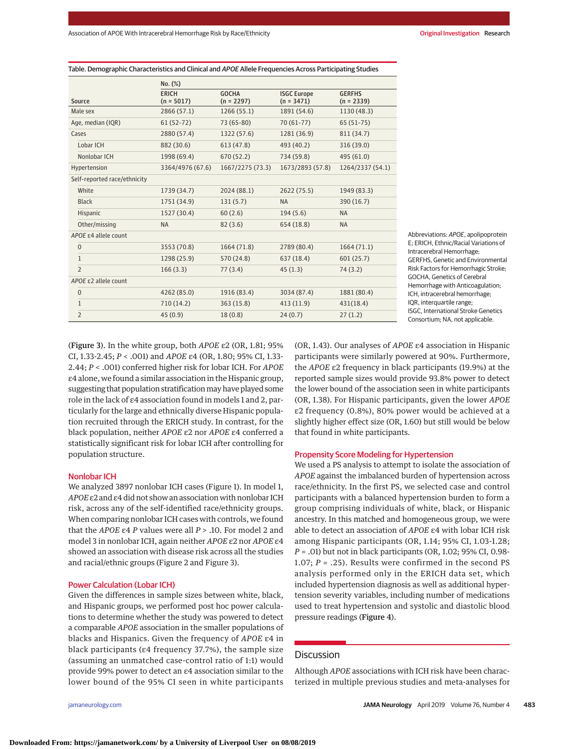Table. Demographic Characteristics and Clinical and *APOE* Allele Frequencies Across Participating Studies

| Source | No. (%) | | | |
|---|---|---|---|---|
| | ERICH (n = 5017) | GOCHA (n = 2297) | ISGC Europe (n = 3471) | GERFHS (n = 2339) |
| Male sex | 2866 (57.1) | 1266 (55.1) | 1891 (54.6) | 1130 (48.3) |
| Age, median (IQR) | 61 (52-72) | 73 (65-80) | 70 (61-77) | 65 (51-75) |
| Cases | 2880 (57.4) | 1322 (57.6) | 1281 (36.9) | 811 (34.7) |
| Lobar ICH | 882 (30.6) | 613 (47.8) | 493 (40.2) | 316 (39.0) |
| Nonlobar ICH | 1998 (69.4) | 670 (52.2) | 734 (59.8) | 495 (61.0) |
| Hypertension | 3364/4976 (67.6) | 1667/2275 (73.3) | 1673/2893 (57.8) | 1264/2337 (54.1) |
| Self-reported race/ethnicity | | | | |
| White | 1739 (34.7) | 2024 (88.1) | 2622 (75.5) | 1949 (83.3) |
| Black | 1751 (34.9) | 131 (5.7) | NA | 390 (16.7) |
| Hispanic | 1527 (30.4) | 60 (2.6) | 194 (5.6) | NA |
| Other/missing | NA | 82 (3.6) | 654 (18.8) | NA |
| *APOE* ε4 allele count | | | | |
| 0 | 3553 (70.8) | 1664 (71.8) | 2789 (80.4) | 1664 (71.1) |
| 1 | 1298 (25.9) | 570 (24.8) | 637 (18.4) | 601 (25.7) |
| 2 | 166 (3.3) | 77 (3.4) | 45 (1.3) | 74 (3.2) |
| *APOE* ε2 allele count | | | | |
| 0 | 4262 (85.0) | 1916 (83.4) | 3034 (87.4) | 1881 (80.4) |
| 1 | 710 (14.2) | 363 (15.8) | 413 (11.9) | 431 (18.4) |
| 2 | 45 (0.9) | 18 (0.8) | 24 (0.7) | 27 (1.2) |

Abbreviations: *APOE*, apolipoprotein E; ERICH, Ethnic/Racial Variations of Intracerebral Hemorrhage; GERFHS, Genetic and Environmental Risk Factors for Hemorrhagic Stroke; GOCHA, Genetics of Cerebral Hemorrhage with Anticoagulation; ICH, intracerebral hemorrhage; IQR, interquartile range; ISGC, International Stroke Genetics Consortium; NA, not applicable.

(Figure 3). In the white group, both *APOE* ε2 (OR, 1.81; 95% CI, 1.33-2.45; $P < .001$) and *APOE* ε4 (OR, 1.80; 95% CI, 1.33-2.44; $P < .001$) conferred higher risk for lobar ICH. For *APOE* ε4 alone, we found a similar association in the Hispanic group, suggesting that population stratification may have played some role in the lack of ε4 association found in models 1 and 2, particularly for the large and ethnically diverse Hispanic population recruited through the ERICH study. In contrast, for the black population, neither *APOE* ε2 nor *APOE* ε4 conferred a statistically significant risk for lobar ICH after controlling for population structure.

### Nonlobar ICH

We analyzed 3897 nonlobar ICH cases (Figure 1). In model 1, *APOE* ε2 and ε4 did not show an association with nonlobar ICH risk, across any of the self-identified race/ethnicity groups. When comparing nonlobar ICH cases with controls, we found that the *APOE* ε4 *P* values were all $P > .10$. For model 2 and model 3 in nonlobar ICH, again neither *APOE* ε2 nor *APOE* ε4 showed an association with disease risk across all the studies and racial/ethnic groups (Figure 2 and Figure 3).

### Power Calculation (Lobar ICH)

Given the differences in sample sizes between white, black, and Hispanic groups, we performed post hoc power calculations to determine whether the study was powered to detect a comparable *APOE* association in the smaller populations of blacks and Hispanics. Given the frequency of *APOE* ε4 in black participants (ε4 frequency 37.7%), the sample size (assuming an unmatched case-control ratio of 1:1) would provide 99% power to detect an ε4 association similar to the lower bound of the 95% CI seen in white participants (OR, 1.43). Our analyses of *APOE* ε4 association in Hispanic participants were similarly powered at 90%. Furthermore, the *APOE* ε2 frequency in black participants (19.9%) at the reported sample sizes would provide 93.8% power to detect the lower bound of the association seen in white participants (OR, 1.38). For Hispanic participants, given the lower *APOE* ε2 frequency (0.8%), 80% power would be achieved at a slightly higher effect size (OR, 1.60) but still would be below that found in white participants.

### Propensity Score Modeling for Hypertension

We used a PS analysis to attempt to isolate the association of *APOE* against the imbalanced burden of hypertension across race/ethnicity. In the first PS, we selected case and control participants with a balanced hypertension burden to form a group comprising individuals of white, black, or Hispanic ancestry. In this matched and homogeneous group, we were able to detect an association of *APOE* ε4 with lobar ICH risk among Hispanic participants (OR, 1.14; 95% CI, 1.03-1.28; $P = .01$) but not in black participants (OR, 1.02; 95% CI, 0.98-1.07; $P = .25$). Results were confirmed in the second PS analysis performed only in the ERICH data set, which included hypertension diagnosis as well as additional hypertension severity variables, including number of medications used to treat hypertension and systolic and diastolic blood pressure readings (Figure 4).

## Discussion

Although *APOE* associations with ICH risk have been characterized in multiple previous studies and meta-analyses for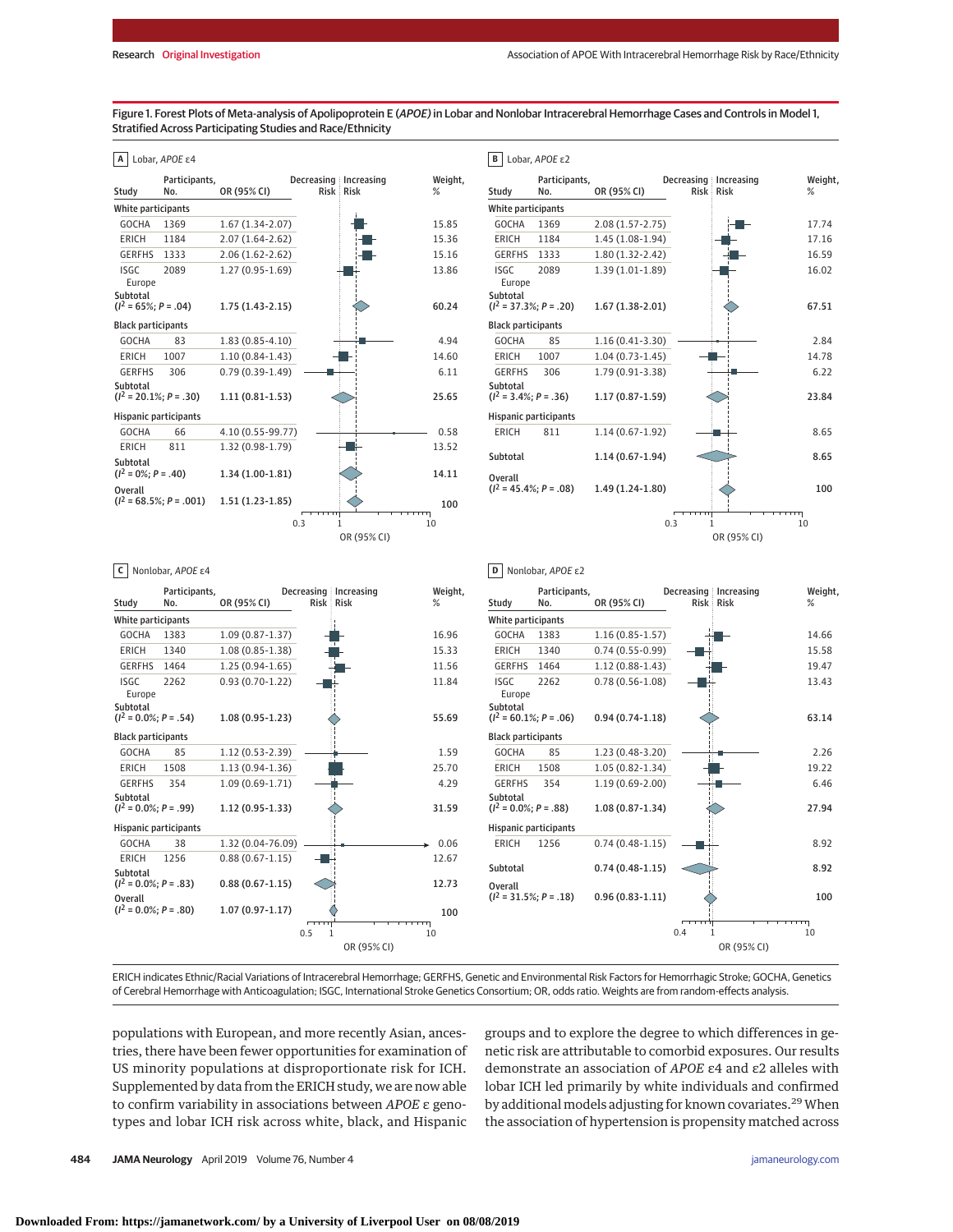Figure 1. Forest Plots of Meta-analysis of Apolipoprotein E (*APOE*) in Lobar and Nonlobar Intracerebral Hemorrhage Cases and Controls in Model 1, Stratified Across Participating Studies and Race/Ethnicity

**A** Lobar, *APOE* ε4

| Study | Participants, No. | OR (95% CI) | Weight, % |
|---|---|---|---|
| **White participants** | | | |
| GOCHA | 1369 | 1.67 (1.34-2.07) | 15.85 |
| ERICH | 1184 | 2.07 (1.64-2.62) | 15.36 |
| GERFHS | 1333 | 2.06 (1.62-2.62) | 15.16 |
| ISGC Europe | 2089 | 1.27 (0.95-1.69) | 13.86 |
| Subtotal ($I^2$ = 65%; *P* = .04) | | 1.75 (1.43-2.15) | 60.24 |
| **Black participants** | | | |
| GOCHA | 83 | 1.83 (0.85-4.10) | 4.94 |
| ERICH | 1007 | 1.10 (0.84-1.43) | 14.60 |
| GERFHS | 306 | 0.79 (0.39-1.49) | 6.11 |
| Subtotal ($I^2$ = 20.1%; *P* = .30) | | 1.11 (0.81-1.53) | 25.65 |
| **Hispanic participants** | | | |
| GOCHA | 66 | 4.10 (0.55-99.77) | 0.58 |
| ERICH | 811 | 1.32 (0.98-1.79) | 13.52 |
| Subtotal ($I^2$ = 0%; *P* = .40) | | 1.34 (1.00-1.81) | 14.11 |
| Overall ($I^2$ = 68.5%; *P* = .001) | | 1.51 (1.23-1.85) | 100 |

**B** Lobar, *APOE* ε2

| Study | Participants, No. | OR (95% CI) | Weight, % |
|---|---|---|---|
| **White participants** | | | |
| GOCHA | 1369 | 2.08 (1.57-2.75) | 17.74 |
| ERICH | 1184 | 1.45 (1.08-1.94) | 17.16 |
| GERFHS | 1333 | 1.80 (1.32-2.42) | 16.59 |
| ISGC Europe | 2089 | 1.39 (1.01-1.89) | 16.02 |
| Subtotal ($I^2$ = 37.3%; *P* = .20) | | 1.67 (1.38-2.01) | 67.51 |
| **Black participants** | | | |
| GOCHA | 85 | 1.16 (0.41-3.30) | 2.84 |
| ERICH | 1007 | 1.04 (0.73-1.45) | 14.78 |
| GERFHS | 306 | 1.79 (0.91-3.38) | 6.22 |
| Subtotal ($I^2$ = 3.4%; *P* = .36) | | 1.17 (0.87-1.59) | 23.84 |
| **Hispanic participants** | | | |
| ERICH | 811 | 1.14 (0.67-1.92) | 8.65 |
| Subtotal | | 1.14 (0.67-1.94) | 8.65 |
| Overall ($I^2$ = 45.4%; *P* = .08) | | 1.49 (1.24-1.80) | 100 |

**C** Nonlobar, *APOE* ε4

| Study | Participants, No. | OR (95% CI) | Weight, % |
|---|---|---|---|
| **White participants** | | | |
| GOCHA | 1383 | 1.09 (0.87-1.37) | 16.96 |
| ERICH | 1340 | 1.08 (0.85-1.38) | 15.33 |
| GERFHS | 1464 | 1.25 (0.94-1.65) | 11.56 |
| ISGC Europe | 2262 | 0.93 (0.70-1.22) | 11.84 |
| Subtotal ($I^2$ = 0.0%; *P* = .54) | | 1.08 (0.95-1.23) | 55.69 |
| **Black participants** | | | |
| GOCHA | 85 | 1.12 (0.53-2.39) | 1.59 |
| ERICH | 1508 | 1.13 (0.94-1.36) | 25.70 |
| GERFHS | 354 | 1.09 (0.69-1.71) | 4.29 |
| Subtotal ($I^2$ = 0.0%; *P* = .99) | | 1.12 (0.95-1.33) | 31.59 |
| **Hispanic participants** | | | |
| GOCHA | 38 | 1.32 (0.04-76.09) | 0.06 |
| ERICH | 1256 | 0.88 (0.67-1.15) | 12.67 |
| Subtotal ($I^2$ = 0.0%; *P* = .83) | | 0.88 (0.67-1.15) | 12.73 |
| Overall ($I^2$ = 0.0%; *P* = .80) | | 1.07 (0.97-1.17) | 100 |

**D** Nonlobar, *APOE* ε2

| Study | Participants, No. | OR (95% CI) | Weight, % |
|---|---|---|---|
| **White participants** | | | |
| GOCHA | 1383 | 1.16 (0.85-1.57) | 14.66 |
| ERICH | 1340 | 0.74 (0.55-0.99) | 15.58 |
| GERFHS | 1464 | 1.12 (0.88-1.43) | 19.47 |
| ISGC Europe | 2262 | 0.78 (0.56-1.08) | 13.43 |
| Subtotal ($I^2$ = 60.1%; *P* = .06) | | 0.94 (0.74-1.18) | 63.14 |
| **Black participants** | | | |
| GOCHA | 85 | 1.23 (0.48-3.20) | 2.26 |
| ERICH | 1508 | 1.05 (0.82-1.34) | 19.22 |
| GERFHS | 354 | 1.19 (0.69-2.00) | 6.46 |
| Subtotal ($I^2$ = 0.0%; *P* = .88) | | 1.08 (0.87-1.34) | 27.94 |
| **Hispanic participants** | | | |
| ERICH | 1256 | 0.74 (0.48-1.15) | 8.92 |
| Subtotal | | 0.74 (0.48-1.15) | 8.92 |
| Overall ($I^2$ = 31.5%; *P* = .18) | | 0.96 (0.83-1.11) | 100 |

ERICH indicates Ethnic/Racial Variations of Intracerebral Hemorrhage; GERFHS, Genetic and Environmental Risk Factors for Hemorrhagic Stroke; GOCHA, Genetics of Cerebral Hemorrhage with Anticoagulation; ISGC, International Stroke Genetics Consortium; OR, odds ratio. Weights are from random-effects analysis.

populations with European, and more recently Asian, ancestries, there have been fewer opportunities for examination of US minority populations at disproportionate risk for ICH. Supplemented by data from the ERICH study, we are now able to confirm variability in associations between *APOE* ε genotypes and lobar ICH risk across white, black, and Hispanic groups and to explore the degree to which differences in genetic risk are attributable to comorbid exposures. Our results demonstrate an association of *APOE* ε4 and ε2 alleles with lobar ICH led primarily by white individuals and confirmed by additional models adjusting for known covariates.[29] When the association of hypertension is propensity matched across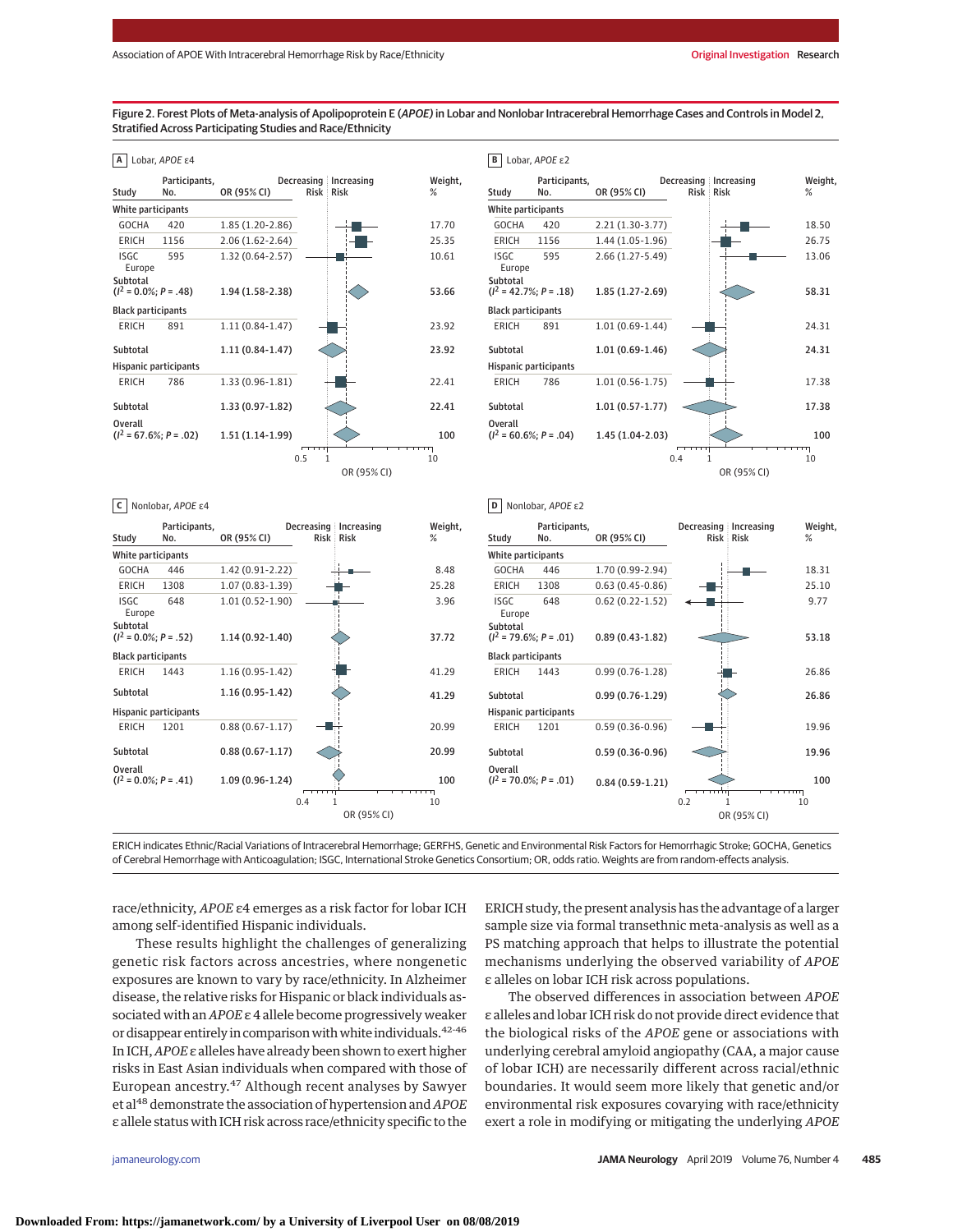Figure 2. Forest Plots of Meta-analysis of Apolipoprotein E (*APOE*) in Lobar and Nonlobar Intracerebral Hemorrhage Cases and Controls in Model 2, Stratified Across Participating Studies and Race/Ethnicity

**A** Lobar, *APOE* ε4

| Study | Participants, No. | OR (95% CI) | Weight, % |
|---|---|---|---|
| **White participants** | | | |
| GOCHA | 420 | 1.85 (1.20-2.86) | 17.70 |
| ERICH | 1156 | 2.06 (1.62-2.64) | 25.35 |
| ISGC Europe | 595 | 1.32 (0.64-2.57) | 10.61 |
| Subtotal ($I^2$ = 0.0%; P = .48) | | 1.94 (1.58-2.38) | 53.66 |
| **Black participants** | | | |
| ERICH | 891 | 1.11 (0.84-1.47) | 23.92 |
| Subtotal | | 1.11 (0.84-1.47) | 23.92 |
| **Hispanic participants** | | | |
| ERICH | 786 | 1.33 (0.96-1.81) | 22.41 |
| Subtotal | | 1.33 (0.97-1.82) | 22.41 |
| Overall ($I^2$ = 67.6%; P = .02) | | 1.51 (1.14-1.99) | 100 |

**B** Lobar, *APOE* ε2

| Study | Participants, No. | OR (95% CI) | Weight, % |
|---|---|---|---|
| **White participants** | | | |
| GOCHA | 420 | 2.21 (1.30-3.77) | 18.50 |
| ERICH | 1156 | 1.44 (1.05-1.96) | 26.75 |
| ISGC Europe | 595 | 2.66 (1.27-5.49) | 13.06 |
| Subtotal ($I^2$ = 42.7%; P = .18) | | 1.85 (1.27-2.69) | 58.31 |
| **Black participants** | | | |
| ERICH | 891 | 1.01 (0.69-1.44) | 24.31 |
| Subtotal | | 1.01 (0.69-1.46) | 24.31 |
| **Hispanic participants** | | | |
| ERICH | 786 | 1.01 (0.56-1.75) | 17.38 |
| Subtotal | | 1.01 (0.57-1.77) | 17.38 |
| Overall ($I^2$ = 60.6%; P = .04) | | 1.45 (1.04-2.03) | 100 |

**C** Nonlobar, *APOE* ε4

| Study | Participants, No. | OR (95% CI) | Weight, % |
|---|---|---|---|
| **White participants** | | | |
| GOCHA | 446 | 1.42 (0.91-2.22) | 8.48 |
| ERICH | 1308 | 1.07 (0.83-1.39) | 25.28 |
| ISGC Europe | 648 | 1.01 (0.52-1.90) | 3.96 |
| Subtotal ($I^2$ = 0.0%; P = .52) | | 1.14 (0.92-1.40) | 37.72 |
| **Black participants** | | | |
| ERICH | 1443 | 1.16 (0.95-1.42) | 41.29 |
| Subtotal | | 1.16 (0.95-1.42) | 41.29 |
| **Hispanic participants** | | | |
| ERICH | 1201 | 0.88 (0.67-1.17) | 20.99 |
| Subtotal | | 0.88 (0.67-1.17) | 20.99 |
| Overall ($I^2$ = 0.0%; P = .41) | | 1.09 (0.96-1.24) | 100 |

**D** Nonlobar, *APOE* ε2

| Study | Participants, No. | OR (95% CI) | Weight, % |
|---|---|---|---|
| **White participants** | | | |
| GOCHA | 446 | 1.70 (0.99-2.94) | 18.31 |
| ERICH | 1308 | 0.63 (0.45-0.86) | 25.10 |
| ISGC Europe | 648 | 0.62 (0.22-1.52) | 9.77 |
| Subtotal ($I^2$ = 79.6%; P = .01) | | 0.89 (0.43-1.82) | 53.18 |
| **Black participants** | | | |
| ERICH | 1443 | 0.99 (0.76-1.28) | 26.86 |
| Subtotal | | 0.99 (0.76-1.29) | 26.86 |
| **Hispanic participants** | | | |
| ERICH | 1201 | 0.59 (0.36-0.96) | 19.96 |
| Subtotal | | 0.59 (0.36-0.96) | 19.96 |
| Overall ($I^2$ = 70.0%; P = .01) | | 0.84 (0.59-1.21) | 100 |

ERICH indicates Ethnic/Racial Variations of Intracerebral Hemorrhage; GERFHS, Genetic and Environmental Risk Factors for Hemorrhagic Stroke; GOCHA, Genetics of Cerebral Hemorrhage with Anticoagulation; ISGC, International Stroke Genetics Consortium; OR, odds ratio. Weights are from random-effects analysis.

race/ethnicity, *APOE* ε4 emerges as a risk factor for lobar ICH among self-identified Hispanic individuals.

These results highlight the challenges of generalizing genetic risk factors across ancestries, where nongenetic exposures are known to vary by race/ethnicity. In Alzheimer disease, the relative risks for Hispanic or black individuals associated with an *APOE* ε4 allele become progressively weaker or disappear entirely in comparison with white individuals.[42-46] In ICH, *APOE* ε alleles have already been shown to exert higher risks in East Asian individuals when compared with those of European ancestry.[47] Although recent analyses by Sawyer et al[48] demonstrate the association of hypertension and *APOE* ε allele status with ICH risk across race/ethnicity specific to the ERICH study, the present analysis has the advantage of a larger sample size via formal transethnic meta-analysis as well as a PS matching approach that helps to illustrate the potential mechanisms underlying the observed variability of *APOE* ε alleles on lobar ICH risk across populations.

The observed differences in association between *APOE* ε alleles and lobar ICH risk do not provide direct evidence that the biological risks of the *APOE* gene or associations with underlying cerebral amyloid angiopathy (CAA, a major cause of lobar ICH) are necessarily different across racial/ethnic boundaries. It would seem more likely that genetic and/or environmental risk exposures covarying with race/ethnicity exert a role in modifying or mitigating the underlying *APOE*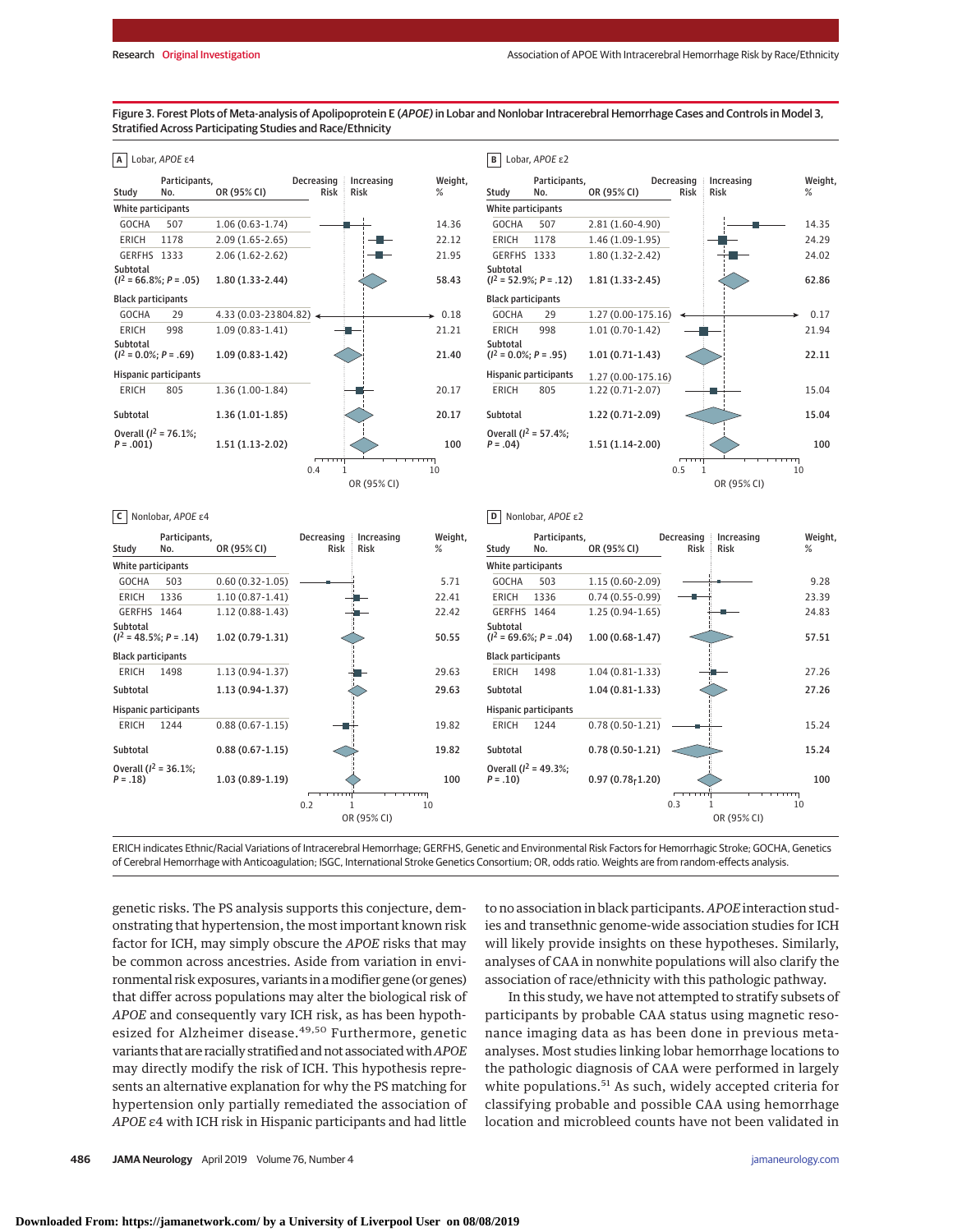Figure 3. Forest Plots of Meta-analysis of Apolipoprotein E (*APOE*) in Lobar and Nonlobar Intracerebral Hemorrhage Cases and Controls in Model 3, Stratified Across Participating Studies and Race/Ethnicity

**A Lobar, *APOE* ε4**

| Study | Participants, No. | OR (95% CI) | Weight, % |
|---|---|---|---|
| **White participants** | | | |
| GOCHA | 507 | 1.06 (0.63-1.74) | 14.36 |
| ERICH | 1178 | 2.09 (1.65-2.65) | 22.12 |
| GERFHS | 1333 | 2.06 (1.62-2.62) | 21.95 |
| Subtotal ($I^2$ = 66.8%; *P* = .05) | | 1.80 (1.33-2.44) | 58.43 |
| **Black participants** | | | |
| GOCHA | 29 | 4.33 (0.03-23804.82) | 0.18 |
| ERICH | 998 | 1.09 (0.83-1.41) | 21.21 |
| Subtotal ($I^2$ = 0.0%; *P* = .69) | | 1.09 (0.83-1.42) | 21.40 |
| **Hispanic participants** | | | |
| ERICH | 805 | 1.36 (1.00-1.84) | 20.17 |
| Subtotal | | 1.36 (1.01-1.85) | 20.17 |
| Overall ($I^2$ = 76.1%; *P* = .001) | | 1.51 (1.13-2.02) | 100 |

**B Lobar, *APOE* ε2**

| Study | Participants, No. | OR (95% CI) | Weight, % |
|---|---|---|---|
| **White participants** | | | |
| GOCHA | 507 | 2.81 (1.60-4.90) | 14.35 |
| ERICH | 1178 | 1.46 (1.09-1.95) | 24.29 |
| GERFHS | 1333 | 1.80 (1.32-2.42) | 24.02 |
| Subtotal ($I^2$ = 52.9%; *P* = .12) | | 1.81 (1.33-2.45) | 62.86 |
| **Black participants** | | | |
| GOCHA | 29 | 1.27 (0.00-175.16) | 0.17 |
| ERICH | 998 | 1.01 (0.70-1.42) | 21.94 |
| Subtotal ($I^2$ = 0.0%; *P* = .95) | | 1.01 (0.71-1.43) | 22.11 |
| **Hispanic participants** | | 1.27 (0.00-175.16) | |
| ERICH | 805 | 1.22 (0.71-2.07) | 15.04 |
| Subtotal | | 1.22 (0.71-2.09) | 15.04 |
| Overall ($I^2$ = 57.4%; *P* = .04) | | 1.51 (1.14-2.00) | 100 |

**C Nonlobar, *APOE* ε4**

| Study | Participants, No. | OR (95% CI) | Weight, % |
|---|---|---|---|
| **White participants** | | | |
| GOCHA | 503 | 0.60 (0.32-1.05) | 5.71 |
| ERICH | 1336 | 1.10 (0.87-1.41) | 22.41 |
| GERFHS | 1464 | 1.12 (0.88-1.43) | 22.42 |
| Subtotal ($I^2$ = 48.5%; *P* = .14) | | 1.02 (0.79-1.31) | 50.55 |
| **Black participants** | | | |
| ERICH | 1498 | 1.13 (0.94-1.37) | 29.63 |
| Subtotal | | 1.13 (0.94-1.37) | 29.63 |
| **Hispanic participants** | | | |
| ERICH | 1244 | 0.88 (0.67-1.15) | 19.82 |
| Subtotal | | 0.88 (0.67-1.15) | 19.82 |
| Overall ($I^2$ = 36.1%; *P* = .18) | | 1.03 (0.89-1.19) | 100 |

**D Nonlobar, *APOE* ε2**

| Study | Participants, No. | OR (95% CI) | Weight, % |
|---|---|---|---|
| **White participants** | | | |
| GOCHA | 503 | 1.15 (0.60-2.09) | 9.28 |
| ERICH | 1336 | 0.74 (0.55-0.99) | 23.39 |
| GERFHS | 1464 | 1.25 (0.94-1.65) | 24.83 |
| Subtotal ($I^2$ = 69.6%; *P* = .04) | | 1.00 (0.68-1.47) | 57.51 |
| **Black participants** | | | |
| ERICH | 1498 | 1.04 (0.81-1.33) | 27.26 |
| Subtotal | | 1.04 (0.81-1.33) | 27.26 |
| **Hispanic participants** | | | |
| ERICH | 1244 | 0.78 (0.50-1.21) | 15.24 |
| Subtotal | | 0.78 (0.50-1.21) | 15.24 |
| Overall ($I^2$ = 49.3%; *P* = .10) | | 0.97 (0.78-1.20) | 100 |

ERICH indicates Ethnic/Racial Variations of Intracerebral Hemorrhage; GERFHS, Genetic and Environmental Risk Factors for Hemorrhagic Stroke; GOCHA, Genetics of Cerebral Hemorrhage with Anticoagulation; ISGC, International Stroke Genetics Consortium; OR, odds ratio. Weights are from random-effects analysis.

genetic risks. The PS analysis supports this conjecture, demonstrating that hypertension, the most important known risk factor for ICH, may simply obscure the *APOE* risks that may be common across ancestries. Aside from variation in environmental risk exposures, variants in a modifier gene (or genes) that differ across populations may alter the biological risk of *APOE* and consequently vary ICH risk, as has been hypothesized for Alzheimer disease.[49,50] Furthermore, genetic variants that are racially stratified and not associated with *APOE* may directly modify the risk of ICH. This hypothesis represents an alternative explanation for why the PS matching for hypertension only partially remediated the association of *APOE* ε4 with ICH risk in Hispanic participants and had little to no association in black participants. *APOE* interaction studies and transethnic genome-wide association studies for ICH will likely provide insights on these hypotheses. Similarly, analyses of CAA in nonwhite populations will also clarify the association of race/ethnicity with this pathologic pathway.

In this study, we have not attempted to stratify subsets of participants by probable CAA status using magnetic resonance imaging data as has been done in previous meta-analyses. Most studies linking lobar hemorrhage locations to the pathologic diagnosis of CAA were performed in largely white populations.[51] As such, widely accepted criteria for classifying probable and possible CAA using hemorrhage location and microbleed counts have not been validated in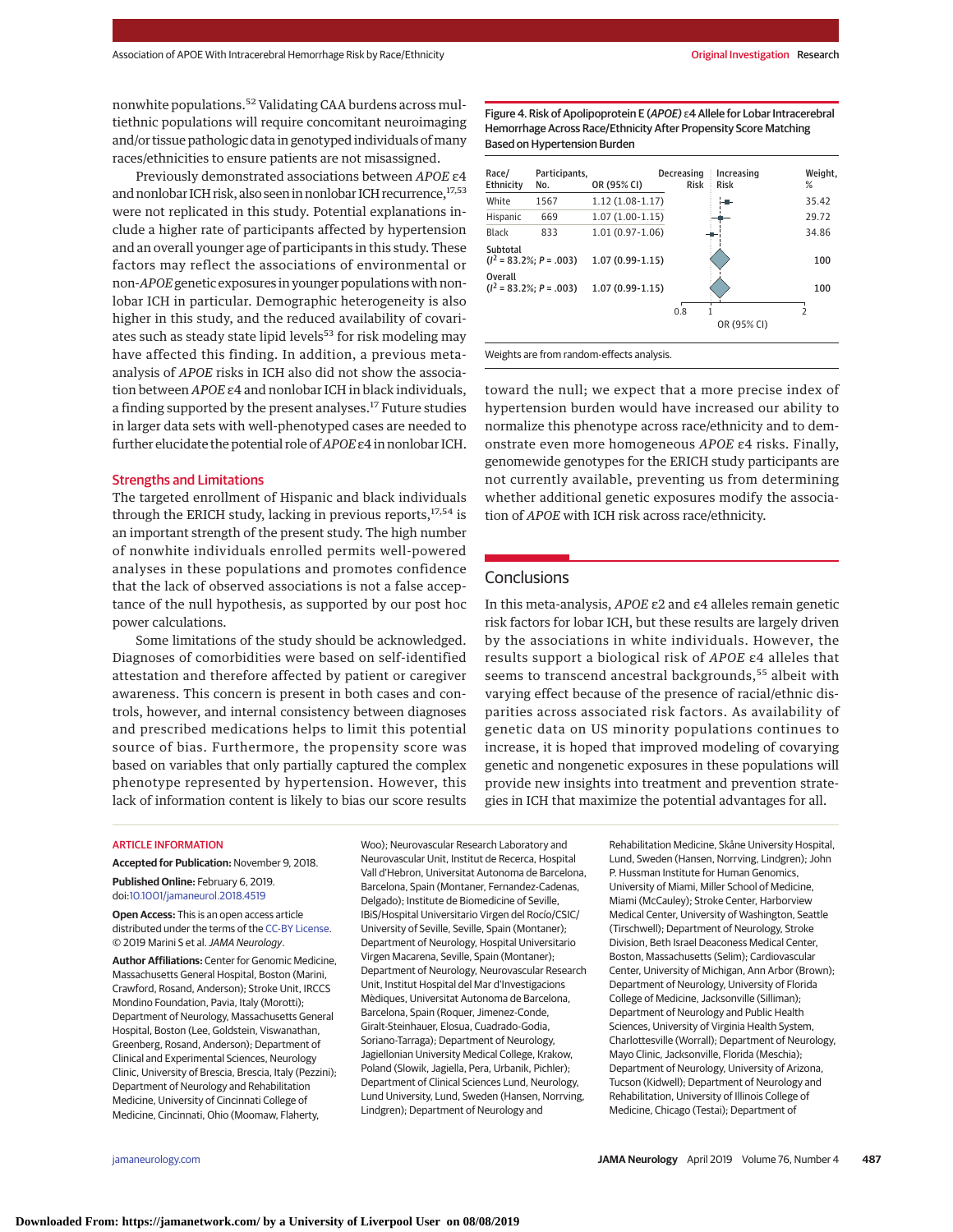nonwhite populations.[52] Validating CAA burdens across multiethnic populations will require concomitant neuroimaging and/or tissue pathologic data in genotyped individuals of many races/ethnicities to ensure patients are not misassigned.

Previously demonstrated associations between *APOE* ε4 and nonlobar ICH risk, also seen in nonlobar ICH recurrence,[17,53] were not replicated in this study. Potential explanations include a higher rate of participants affected by hypertension and an overall younger age of participants in this study. These factors may reflect the associations of environmental or non-*APOE* genetic exposures in younger populations with nonlobar ICH in particular. Demographic heterogeneity is also higher in this study, and the reduced availability of covariates such as steady state lipid levels[53] for risk modeling may have affected this finding. In addition, a previous meta-analysis of *APOE* risks in ICH also did not show the association between *APOE* ε4 and nonlobar ICH in black individuals, a finding supported by the present analyses.[17] Future studies in larger data sets with well-phenotyped cases are needed to further elucidate the potential role of *APOE* ε4 in nonlobar ICH.

## Strengths and Limitations

The targeted enrollment of Hispanic and black individuals through the ERICH study, lacking in previous reports,[17,54] is an important strength of the present study. The high number of nonwhite individuals enrolled permits well-powered analyses in these populations and promotes confidence that the lack of observed associations is not a false acceptance of the null hypothesis, as supported by our post hoc power calculations.

Some limitations of the study should be acknowledged. Diagnoses of comorbidities were based on self-identified attestation and therefore affected by patient or caregiver awareness. This concern is present in both cases and controls, however, and internal consistency between diagnoses and prescribed medications helps to limit this potential source of bias. Furthermore, the propensity score was based on variables that only partially captured the complex phenotype represented by hypertension. However, this lack of information content is likely to bias our score results toward the null; we expect that a more precise index of hypertension burden would have increased our ability to normalize this phenotype across race/ethnicity and to demonstrate even more homogeneous *APOE* ε4 risks. Finally, genomewide genotypes for the ERICH study participants are not currently available, preventing us from determining whether additional genetic exposures modify the association of *APOE* with ICH risk across race/ethnicity.

Figure 4. Risk of Apolipoprotein E (*APOE*) ε4 Allele for Lobar Intracerebral Hemorrhage Risk Across Race/Ethnicity After Propensity Score Matching Based on Hypertension Burden

| Race/Ethnicity | Participants, No. | OR (95% CI) | Weight, % |
|---|---|---|---|
| White | 1567 | 1.12 (1.08-1.17) | 35.42 |
| Hispanic | 669 | 1.07 (1.00-1.15) | 29.72 |
| Black | 833 | 1.01 (0.97-1.06) | 34.86 |
| Subtotal ($I^2$ = 83.2%; $P$ = .003) | | 1.07 (0.99-1.15) | 100 |
| Overall ($I^2$ = 83.2%; $P$ = .003) | | 1.07 (0.99-1.15) | 100 |

Weights are from random-effects analysis.

## Conclusions

In this meta-analysis, *APOE* ε2 and ε4 alleles remain genetic risk factors for lobar ICH, but these results are largely driven by the associations in white individuals. However, the results support a biological risk of *APOE* ε4 alleles that seems to transcend ancestral backgrounds,[55] albeit with varying effect because of the presence of racial/ethnic disparities across associated risk factors. As availability of genetic data on US minority populations continues to increase, it is hoped that improved modeling of covarying genetic and nongenetic exposures in these populations will provide new insights into treatment and prevention strategies in ICH that maximize the potential advantages for all.

ARTICLE INFORMATION

**Accepted for Publication:** November 9, 2018.

**Published Online:** February 6, 2019. doi:10.1001/jamaneurol.2018.4519

**Open Access:** This is an open access article distributed under the terms of the CC-BY License. © 2019 Marini S et al. *JAMA Neurology*.

**Author Affiliations:** Center for Genomic Medicine, Massachusetts General Hospital, Boston (Marini, Crawford, Rosand, Anderson); Stroke Unit, IRCCS Mondino Foundation, Pavia, Italy (Morotti); Department of Neurology, Massachusetts General Hospital, Boston (Lee, Goldstein, Viswanathan, Greenberg, Rosand, Anderson); Department of Clinical and Experimental Sciences, Neurology Clinic, University of Brescia, Brescia, Italy (Pezzini); Department of Neurology and Rehabilitation Medicine, University of Cincinnati College of Medicine, Cincinnati, Ohio (Moomaw, Flaherty, Woo); Neurovascular Research Laboratory and Neurovascular Unit, Institut de Recerca, Hospital Vall d'Hebron, Universitat Autonoma de Barcelona, Barcelona, Spain (Montaner, Fernandez-Cadenas, Delgado); Institute de Biomedicine of Seville, IBiS/Hospital Universitario Virgen del Rocío/CSIC/University of Seville, Seville, Spain (Montaner); Department of Neurology, Hospital Universitario Virgen Macarena, Seville, Spain (Montaner); Department of Neurology, Neurovascular Research Unit, Institut Hospital del Mar d'Investigacions Mèdiques, Universitat Autonoma de Barcelona, Barcelona, Spain (Roquer, Jimenez-Conde, Giralt-Steinhauer, Elosua, Cuadrado-Godia, Soriano-Tarraga); Department of Neurology, Jagiellonian University Medical College, Krakow, Poland (Slowik, Jagiella, Pera, Urbanik, Pichler); Department of Clinical Sciences Lund, Neurology, Lund University, Lund, Sweden (Hansen, Norrving, Lindgren); Department of Neurology and Rehabilitation Medicine, Skåne University Hospital, Lund, Sweden (Hansen, Norrving, Lindgren); John P. Hussman Institute for Human Genomics, University of Miami, Miller School of Medicine, Miami (McCauley); Stroke Center, Harborview Medical Center, University of Washington, Seattle (Tirschwell); Department of Neurology, Stroke Division, Beth Israel Deaconess Medical Center, Boston, Massachusetts (Selim); Cardiovascular Center, University of Michigan, Ann Arbor (Brown); Department of Neurology, University of Florida College of Medicine, Jacksonville (Silliman); Department of Neurology and Public Health Sciences, University of Virginia Health System, Charlottesville (Worrall); Department of Neurology, Mayo Clinic, Jacksonville, Florida (Meschia); Department of Neurology, University of Arizona, Tucson (Kidwell); Department of Neurology and Rehabilitation, University of Illinois College of Medicine, Chicago (Testai); Department of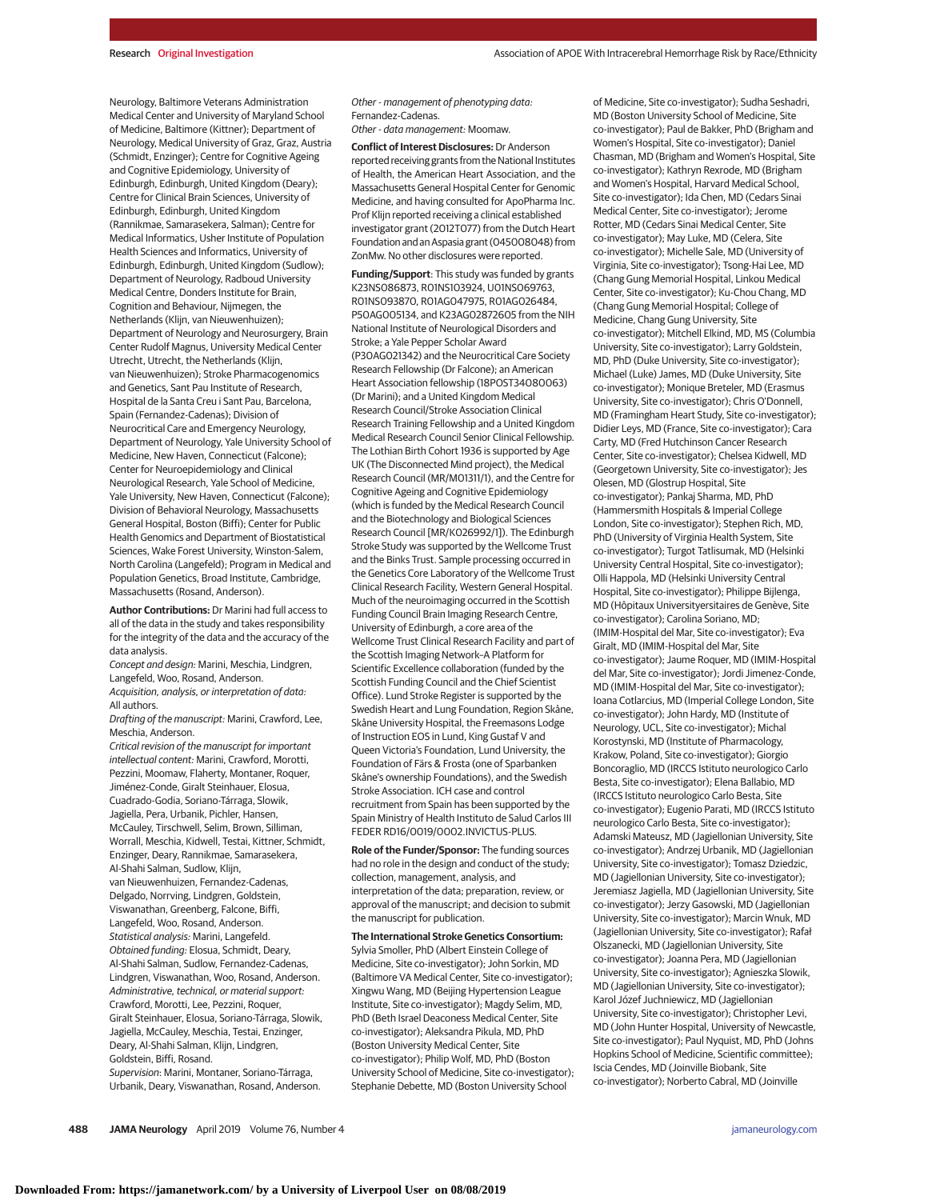Neurology, Baltimore Veterans Administration Medical Center and University of Maryland School of Medicine, Baltimore (Kittner); Department of Neurology, Medical University of Graz, Graz, Austria (Schmidt, Enzinger); Centre for Cognitive Ageing and Cognitive Epidemiology, University of Edinburgh, Edinburgh, United Kingdom (Deary); Centre for Clinical Brain Sciences, University of Edinburgh, Edinburgh, United Kingdom (Rannikmae, Samarasekera, Salman); Centre for Medical Informatics, Usher Institute of Population Health Sciences and Informatics, University of Edinburgh, Edinburgh, United Kingdom (Sudlow); Department of Neurology, Radboud University Medical Centre, Donders Institute for Brain, Cognition and Behaviour, Nijmegen, the Netherlands (Klijn, van Nieuwenhuizen); Department of Neurology and Neurosurgery, Brain Center Rudolf Magnus, University Medical Center Utrecht, Utrecht, the Netherlands (Klijn, van Nieuwenhuizen); Stroke Pharmacogenomics and Genetics, Sant Pau Institute of Research, Hospital de la Santa Creu i Sant Pau, Barcelona, Spain (Fernandez-Cadenas); Division of Neurocritical Care and Emergency Neurology, Department of Neurology, Yale University School of Medicine, New Haven, Connecticut (Falcone); Center for Neuroepidemiology and Clinical Neurological Research, Yale School of Medicine, Yale University, New Haven, Connecticut (Falcone); Division of Behavioral Neurology, Massachusetts General Hospital, Boston (Biffi); Center for Public Health Genomics and Department of Biostatistical Sciences, Wake Forest University, Winston-Salem, North Carolina (Langefeld); Program in Medical and Population Genetics, Broad Institute, Cambridge, Massachusetts (Rosand, Anderson).

**Author Contributions:** Dr Marini had full access to all of the data in the study and takes responsibility for the integrity of the data and the accuracy of the data analysis.
*Concept and design:* Marini, Meschia, Lindgren, Langefeld, Woo, Rosand, Anderson.
*Acquisition, analysis, or interpretation of data:* All authors.
*Drafting of the manuscript:* Marini, Crawford, Lee, Meschia, Anderson.
*Critical revision of the manuscript for important intellectual content:* Marini, Crawford, Morotti, Pezzini, Moomaw, Flaherty, Montaner, Roquer, Jiménez-Conde, Giralt Steinhauer, Elosua, Cuadrado-Godia, Soriano-Tárraga, Slowik, Jagiella, Pera, Urbanik, Pichler, Hansen, McCauley, Tirschwell, Selim, Brown, Silliman, Worrall, Meschia, Kidwell, Testai, Kittner, Schmidt, Enzinger, Deary, Rannikmae, Samarasekera, Al-Shahi Salman, Sudlow, Klijn, van Nieuwenhuizen, Fernandez-Cadenas, Delgado, Norrving, Lindgren, Goldstein, Viswanathan, Greenberg, Falcone, Biffi, Langefeld, Woo, Rosand, Anderson.
*Statistical analysis:* Marini, Langefeld.
*Obtained funding:* Elosua, Schmidt, Deary, Al-Shahi Salman, Sudlow, Fernandez-Cadenas, Lindgren, Viswanathan, Woo, Rosand, Anderson.
*Administrative, technical, or material support:* Crawford, Morotti, Lee, Pezzini, Roquer, Giralt Steinhauer, Elosua, Soriano-Tárraga, Slowik, Jagiella, McCauley, Meschia, Testai, Enzinger, Deary, Al-Shahi Salman, Klijn, Lindgren, Goldstein, Biffi, Rosand.
*Supervision:* Marini, Montaner, Soriano-Tárraga, Urbanik, Deary, Viswanathan, Rosand, Anderson.
*Other - management of phenotyping data:* Fernandez-Cadenas.
*Other - data management:* Moomaw.

**Conflict of Interest Disclosures:** Dr Anderson reported receiving grants from the National Institutes of Health, the American Heart Association, and the Massachusetts General Hospital Center for Genomic Medicine, and having consulted for ApoPharma Inc. Prof Klijn reported receiving a clinical established investigator grant (2012T077) from the Dutch Heart Foundation and an Aspasia grant (015008048) from ZonMw. No other disclosures were reported.

**Funding/Support**: This study was funded by grants K23NS086873, R01NS103924, U01NS069763, R01NS093870, R01AG047975, R01AG026484, P50AG005134, and K23AG02872605 from the NIH National Institute of Neurological Disorders and Stroke; a Yale Pepper Scholar Award (P30AG021342) and the Neurocritical Care Society Research Fellowship (Dr Falcone); an American Heart Association fellowship (18POST34080063) (Dr Marini); and a United Kingdom Medical Research Council/Stroke Association Clinical Research Training Fellowship and a United Kingdom Medical Research Council Senior Clinical Fellowship. The Lothian Birth Cohort 1936 is supported by Age UK (The Disconnected Mind project), the Medical Research Council (MR/M01311/1), and the Centre for Cognitive Ageing and Cognitive Epidemiology (which is funded by the Medical Research Council and the Biotechnology and Biological Sciences Research Council [MR/K026992/1]). The Edinburgh Stroke Study was supported by the Wellcome Trust and the Binks Trust. Sample processing occurred in the Genetics Core Laboratory of the Wellcome Trust Clinical Research Facility, Western General Hospital. Much of the neuroimaging occurred in the Scottish Funding Council Brain Imaging Research Centre, University of Edinburgh, a core area of the Wellcome Trust Clinical Research Facility and part of the Scottish Imaging Network–A Platform for Scientific Excellence collaboration (funded by the Scottish Funding Council and the Chief Scientist Office). Lund Stroke Register is supported by the Swedish Heart and Lung Foundation, Region Skåne, Skåne University Hospital, the Freemasons Lodge of Instruction EOS in Lund, King Gustaf V and Queen Victoria's Foundation, Lund University, the Foundation of Färs & Frosta (one of Sparbanken Skåne's ownership Foundations), and the Swedish Stroke Association. ICH case and control recruitment from Spain has been supported by the Spain Ministry of Health Instituto de Salud Carlos III FEDER RD16/0019/0002.INVICTUS-PLUS.

**Role of the Funder/Sponsor:** The funding sources had no role in the design and conduct of the study; collection, management, analysis, and interpretation of the data; preparation, review, or approval of the manuscript; and decision to submit the manuscript for publication.

**The International Stroke Genetics Consortium:** Sylvia Smoller, PhD (Albert Einstein College of Medicine, Site co-investigator); John Sorkin, MD (Baltimore VA Medical Center, Site co-investigator); Xingwu Wang, MD (Beijing Hypertension League Institute, Site co-investigator); Magdy Selim, MD, PhD (Beth Israel Deaconess Medical Center, Site co-investigator); Aleksandra Pikula, MD, PhD (Boston University Medical Center, Site co-investigator); Philip Wolf, MD, PhD (Boston University School of Medicine, Site co-investigator); Stephanie Debette, MD (Boston University School of Medicine, Site co-investigator); Sudha Seshadri, MD (Boston University School of Medicine, Site co-investigator); Paul de Bakker, PhD (Brigham and Women's Hospital, Site co-investigator); Daniel Chasman, MD (Brigham and Women's Hospital, Site co-investigator); Kathryn Rexrode, MD (Brigham and Women's Hospital, Harvard Medical School, Site co-investigator); Ida Chen, MD (Cedars Sinai Medical Center, Site co-investigator); Jerome Rotter, MD (Cedars Sinai Medical Center, Site co-investigator); May Luke, MD (Celera, Site co-investigator); Michelle Sale, MD (University of Virginia, Site co-investigator); Tsong-Hai Lee, MD (Chang Gung Memorial Hospital, Linkou Medical Center, Site co-investigator); Ku-Chou Chang, MD (Chang Gung Memorial Hospital; College of Medicine, Chang Gung University, Site co-investigator); Mitchell Elkind, MD, MS (Columbia University, Site co-investigator); Larry Goldstein, MD, PhD (Duke University, Site co-investigator); Michael (Luke) James, MD (Duke University, Site co-investigator); Monique Breteler, MD (Erasmus University, Site co-investigator); Chris O'Donnell, MD (Framingham Heart Study, Site co-investigator); Didier Leys, MD (France, Site co-investigator); Cara Carty, MD (Fred Hutchinson Cancer Research Center, Site co-investigator); Chelsea Kidwell, MD (Georgetown University, Site co-investigator); Jes Olesen, MD (Glostrup Hospital, Site co-investigator); Pankaj Sharma, MD, PhD (Hammersmith Hospitals & Imperial College London, Site co-investigator); Stephen Rich, MD, PhD (University of Virginia Health System, Site co-investigator); Turgot Tatlisumak, MD (Helsinki University Central Hospital, Site co-investigator); Olli Happola, MD (Helsinki University Central Hospital, Site co-investigator); Philippe Bijlenga, MD (Hôpitaux Universityersitaires de Genève, Site co-investigator); Carolina Soriano, MD; (IMIM-Hospital del Mar, Site co-investigator); Eva Giralt, MD (IMIM-Hospital del Mar, Site co-investigator); Jaume Roquer, MD (IMIM-Hospital del Mar, Site co-investigator); Jordi Jimenez-Conde, MD (IMIM-Hospital del Mar, Site co-investigator); Ioana Cotlarcius, MD (Imperial College London, Site co-investigator); John Hardy, MD (Institute of Neurology, UCL, Site co-investigator); Michal Korostynski, MD (Institute of Pharmacology, Krakow, Poland, Site co-investigator); Giorgio Boncoraglio, MD (IRCCS Istituto neurologico Carlo Besta, Site co-investigator); Elena Ballabio, MD (IRCCS Istituto neurologico Carlo Besta, Site co-investigator); Eugenio Parati, MD (IRCCS Istituto neurologico Carlo Besta, Site co-investigator); Adamski Mateusz, MD (Jagiellonian University, Site co-investigator); Andrzej Urbanik, MD (Jagiellonian University, Site co-investigator); Tomasz Dziedzic, MD (Jagiellonian University, Site co-investigator); Jeremiasz Jagiella, MD (Jagiellonian University, Site co-investigator); Jerzy Gasowski, MD (Jagiellonian University, Site co-investigator); Marcin Wnuk, MD (Jagiellonian University, Site co-investigator); Rafał Olszanecki, MD (Jagiellonian University, Site co-investigator); Joanna Pera, MD (Jagiellonian University, Site co-investigator); Agnieszka Slowik, MD (Jagiellonian University, Site co-investigator); Karol Józef Juchniewicz, MD (Jagiellonian University, Site co-investigator); Christopher Levi, MD (John Hunter Hospital, University of Newcastle, Site co-investigator); Paul Nyquist, MD, PhD (Johns Hopkins School of Medicine, Scientific committee); Iscia Cendes, MD (Joinville Biobank, Site co-investigator); Norberto Cabral, MD (Joinville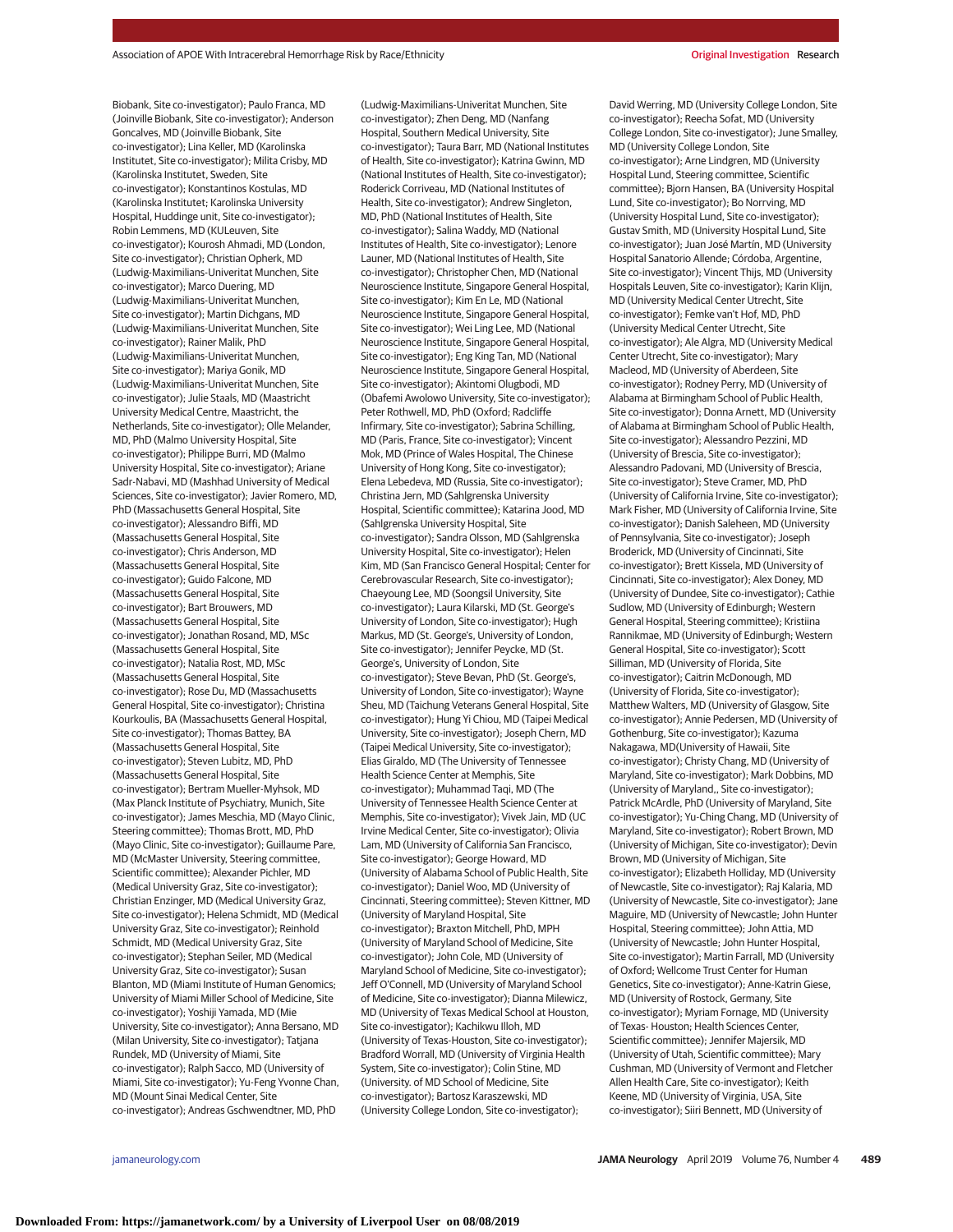Biobank, Site co-investigator); Paulo Franca, MD (Joinville Biobank, Site co-investigator); Anderson Goncalves, MD (Joinville Biobank, Site co-investigator); Lina Keller, MD (Karolinska Institutet, Site co-investigator); Milita Crisby, MD (Karolinska Institutet, Sweden, Site co-investigator); Konstantinos Kostulas, MD (Karolinska Institutet; Karolinska University Hospital, Huddinge unit, Site co-investigator); Robin Lemmens, MD (KULeuven, Site co-investigator); Kourosh Ahmadi, MD (London, Site co-investigator); Christian Opherk, MD (Ludwig-Maximilians-Univeritat Munchen, Site co-investigator); Marco Duering, MD (Ludwig-Maximilians-Univeritat Munchen, Site co-investigator); Martin Dichgans, MD (Ludwig-Maximilians-Univeritat Munchen, Site co-investigator); Rainer Malik, PhD (Ludwig-Maximilians-Univeritat Munchen, Site co-investigator); Mariya Gonik, MD (Ludwig-Maximilians-Univeritat Munchen, Site co-investigator); Julie Staals, MD (Maastricht University Medical Centre, Maastricht, the Netherlands, Site co-investigator); Olle Melander, MD, PhD (Malmo University Hospital, Site co-investigator); Philippe Burri, MD (Malmo University Hospital, Site co-investigator); Ariane Sadr-Nabavi, MD (Mashhad University of Medical Sciences, Site co-investigator); Javier Romero, MD, PhD (Massachusetts General Hospital, Site co-investigator); Alessandro Biffi, MD (Massachusetts General Hospital, Site co-investigator); Chris Anderson, MD (Massachusetts General Hospital, Site co-investigator); Guido Falcone, MD (Massachusetts General Hospital, Site co-investigator); Bart Brouwers, MD (Massachusetts General Hospital, Site co-investigator); Jonathan Rosand, MD, MSc (Massachusetts General Hospital, Site co-investigator); Natalia Rost, MD, MSc (Massachusetts General Hospital, Site co-investigator); Rose Du, MD (Massachusetts General Hospital, Site co-investigator); Christina Kourkoulis, BA (Massachusetts General Hospital, Site co-investigator); Thomas Battey, BA (Massachusetts General Hospital, Site co-investigator); Steven Lubitz, MD, PhD (Massachusetts General Hospital, Site co-investigator); Bertram Mueller-Myhsok, MD (Max Planck Institute of Psychiatry, Munich, Site co-investigator); James Meschia, MD (Mayo Clinic, Steering committee); Thomas Brott, MD, PhD (Mayo Clinic, Site co-investigator); Guillaume Pare, MD (McMaster University, Steering committee, Scientific committee); Alexander Pichler, MD (Medical University Graz, Site co-investigator); Christian Enzinger, MD (Medical University Graz, Site co-investigator); Helena Schmidt, MD (Medical University Graz, Site co-investigator); Reinhold Schmidt, MD (Medical University Graz, Site co-investigator); Stephan Seiler, MD (Medical University Graz, Site co-investigator); Susan Blanton, MD (Miami Institute of Human Genomics; University of Miami Miller School of Medicine, Site co-investigator); Yoshiji Yamada, MD (Mie University, Site co-investigator); Anna Bersano, MD (Milan University, Site co-investigator); Tatjana Rundek, MD (University of Miami, Site co-investigator); Ralph Sacco, MD (University of Miami, Site co-investigator); Yu-Feng Yvonne Chan, MD (Mount Sinai Medical Center, Site co-investigator); Andreas Gschwendtner, MD, PhD (Ludwig-Maximilians-Univeritat Munchen, Site co-investigator); Zhen Deng, MD (Nanfang Hospital, Southern Medical University, Site co-investigator); Taura Barr, MD (National Institutes of Health, Site co-investigator); Katrina Gwinn, MD (National Institutes of Health, Site co-investigator); Roderick Corriveau, MD (National Institutes of Health, Site co-investigator); Andrew Singleton, MD, PhD (National Institutes of Health, Site co-investigator); Salina Waddy, MD (National Institutes of Health, Site co-investigator); Lenore Launer, MD (National Institutes of Health, Site co-investigator); Christopher Chen, MD (National Neuroscience Institute, Singapore General Hospital, Site co-investigator); Kim En Le, MD (National Neuroscience Institute, Singapore General Hospital, Site co-investigator); Wei Ling Lee, MD (National Neuroscience Institute, Singapore General Hospital, Site co-investigator); Eng King Tan, MD (National Neuroscience Institute, Singapore General Hospital, Site co-investigator); Akintomi Olugbodi, MD (Obafemi Awolowo University, Site co-investigator); Peter Rothwell, MD, PhD (Oxford; Radcliffe Infirmary, Site co-investigator); Sabrina Schilling, MD (Paris, France, Site co-investigator); Vincent Mok, MD (Prince of Wales Hospital, The Chinese University of Hong Kong, Site co-investigator); Elena Lebedeva, MD (Russia, Site co-investigator); Christina Jern, MD (Sahlgrenska University Hospital, Scientific committee); Katarina Jood, MD (Sahlgrenska University Hospital, Site co-investigator); Sandra Olsson, MD (Sahlgrenska University Hospital, Site co-investigator); Helen Kim, MD (San Francisco General Hospital; Center for Cerebrovascular Research, Site co-investigator); Chaeyoung Lee, MD (Soongsil University, Site co-investigator); Laura Kilarski, MD (St. George's University of London, Site co-investigator); Hugh Markus, MD (St. George's, University of London, Site co-investigator); Jennifer Peycke, MD (St. George's, University of London, Site co-investigator); Steve Bevan, PhD (St. George's, University of London, Site co-investigator); Wayne Sheu, MD (Taichung Veterans General Hospital, Site co-investigator); Hung Yi Chiou, MD (Taipei Medical University, Site co-investigator); Joseph Chern, MD (Taipei Medical University, Site co-investigator); Elias Giraldo, MD (The University of Tennessee Health Science Center at Memphis, Site co-investigator); Muhammad Taqi, MD (The University of Tennessee Health Science Center at Memphis, Site co-investigator); Vivek Jain, MD (UC Irvine Medical Center, Site co-investigator); Olivia Lam, MD (University of California San Francisco, Site co-investigator); George Howard, MD (University of Alabama School of Public Health, Site co-investigator); Daniel Woo, MD (University of Cincinnati, Steering committee); Steven Kittner, MD (University of Maryland Hospital, Site co-investigator); Braxton Mitchell, PhD, MPH (University of Maryland School of Medicine, Site co-investigator); John Cole, MD (University of Maryland School of Medicine, Site co-investigator); Jeff O'Connell, MD (University of Maryland School of Medicine, Site co-investigator); Dianna Milewicz, MD (University of Texas Medical School at Houston, Site co-investigator); Kachikwu Illoh, MD (University of Texas-Houston, Site co-investigator); Bradford Worrall, MD (University of Virginia Health System, Site co-investigator); Colin Stine, MD (University. of MD School of Medicine, Site co-investigator); Bartosz Karaszewski, MD (University College London, Site co-investigator); David Werring, MD (University College London, Site co-investigator); Reecha Sofat, MD (University College London, Site co-investigator); June Smalley, MD (University College London, Site co-investigator); Arne Lindgren, MD (University Hospital Lund, Steering committee, Scientific committee); Bjorn Hansen, BA (University Hospital Lund, Site co-investigator); Bo Norrving, MD (University Hospital Lund, Site co-investigator); Gustav Smith, MD (University Hospital Lund, Site co-investigator); Juan José Martín, MD (University Hospital Sanatorio Allende; Córdoba, Argentine, Site co-investigator); Vincent Thijs, MD (University Hospitals Leuven, Site co-investigator); Karin Klijn, MD (University Medical Center Utrecht, Site co-investigator); Femke van't Hof, MD, PhD (University Medical Center Utrecht, Site co-investigator); Ale Algra, MD (University Medical Center Utrecht, Site co-investigator); Mary Macleod, MD (University of Aberdeen, Site co-investigator); Rodney Perry, MD (University of Alabama at Birmingham School of Public Health, Site co-investigator); Donna Arnett, MD (University of Alabama at Birmingham School of Public Health, Site co-investigator); Alessandro Pezzini, MD (University of Brescia, Site co-investigator); Alessandro Padovani, MD (University of Brescia, Site co-investigator); Steve Cramer, MD, PhD (University of California Irvine, Site co-investigator); Mark Fisher, MD (University of California Irvine, Site co-investigator); Danish Saleheen, MD (University of Pennsylvania, Site co-investigator); Joseph Broderick, MD (University of Cincinnati, Site co-investigator); Brett Kissela, MD (University of Cincinnati, Site co-investigator); Alex Doney, MD (University of Dundee, Site co-investigator); Cathie Sudlow, MD (University of Edinburgh; Western General Hospital, Steering committee); Kristiina Rannikmae, MD (University of Edinburgh; Western General Hospital, Site co-investigator); Scott Silliman, MD (University of Florida, Site co-investigator); Caitrin McDonough, MD (University of Florida, Site co-investigator); Matthew Walters, MD (University of Glasgow, Site co-investigator); Annie Pedersen, MD (University of Gothenburg, Site co-investigator); Kazuma Nakagawa, MD(University of Hawaii, Site co-investigator); Christy Chang, MD (University of Maryland, Site co-investigator); Mark Dobbins, MD (University of Maryland,, Site co-investigator); Patrick McArdle, PhD (University of Maryland, Site co-investigator); Yu-Ching Chang, MD (University of Maryland, Site co-investigator); Robert Brown, MD (University of Michigan, Site co-investigator); Devin Brown, MD (University of Michigan, Site co-investigator); Elizabeth Holliday, MD (University of Newcastle, Site co-investigator); Raj Kalaria, MD (University of Newcastle, Site co-investigator); Jane Maguire, MD (University of Newcastle; John Hunter Hospital, Steering committee); John Attia, MD (University of Newcastle; John Hunter Hospital, Site co-investigator); Martin Farrall, MD (University of Oxford; Wellcome Trust Center for Human Genetics, Site co-investigator); Anne-Katrin Giese, MD (University of Rostock, Germany, Site co-investigator); Myriam Fornage, MD (University of Texas- Houston; Health Sciences Center, Scientific committee); Jennifer Majersik, MD (University of Utah, Scientific committee); Mary Cushman, MD (University of Vermont and Fletcher Allen Health Care, Site co-investigator); Keith Keene, MD (University of Virginia, USA, Site co-investigator); Siiri Bennett, MD (University of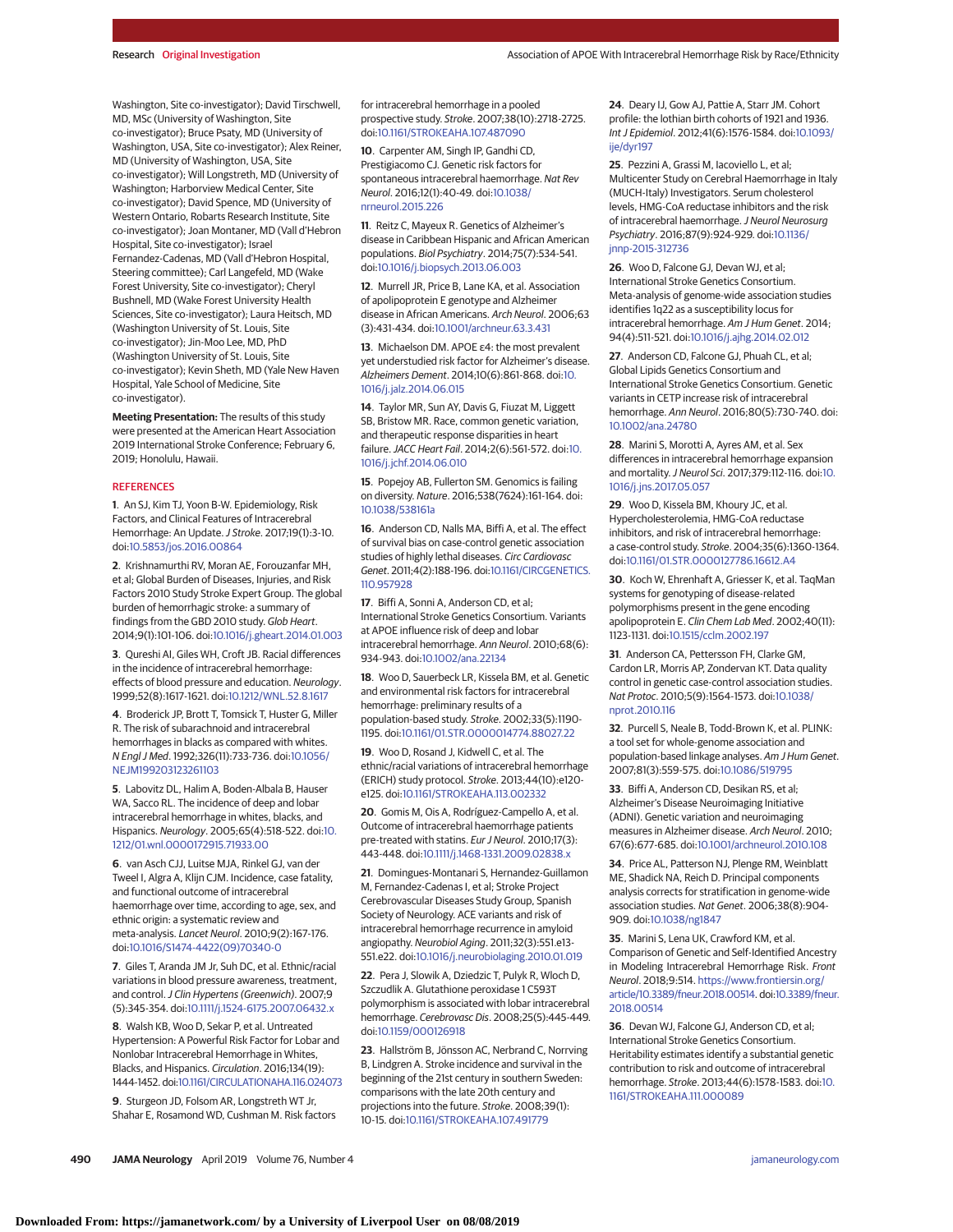Washington, Site co-investigator); David Tirschwell, MD, MSc (University of Washington, Site co-investigator); Bruce Psaty, MD (University of Washington, USA, Site co-investigator); Alex Reiner, MD (University of Washington, USA, Site co-investigator); Will Longstreth, MD (University of Washington; Harborview Medical Center, Site co-investigator); David Spence, MD (University of Western Ontario, Robarts Research Institute, Site co-investigator); Joan Montaner, MD (Vall d'Hebron Hospital, Site co-investigator); Israel Fernandez-Cadenas, MD (Vall d'Hebron Hospital, Steering committee); Carl Langefeld, MD (Wake Forest University, Site co-investigator); Cheryl Bushnell, MD (Wake Forest University Health Sciences, Site co-investigator); Laura Heitsch, MD (Washington University of St. Louis, Site co-investigator); Jin-Moo Lee, MD, PhD (Washington University of St. Louis, Site co-investigator); Kevin Sheth, MD (Yale New Haven Hospital, Yale School of Medicine, Site co-investigator).

**Meeting Presentation:** The results of this study were presented at the American Heart Association 2019 International Stroke Conference; February 6, 2019; Honolulu, Hawaii.

## REFERENCES

1. An SJ, Kim TJ, Yoon B-W. Epidemiology, Risk Factors, and Clinical Features of Intracerebral Hemorrhage: An Update. *J Stroke*. 2017;19(1):3-10. doi:10.5853/jos.2016.00864

2. Krishnamurthi RV, Moran AE, Forouzanfar MH, et al; Global Burden of Diseases, Injuries, and Risk Factors 2010 Study Stroke Expert Group. The global burden of hemorrhagic stroke: a summary of findings from the GBD 2010 study. *Glob Heart*. 2014;9(1):101-106. doi:10.1016/j.gheart.2014.01.003

3. Qureshi AI, Giles WH, Croft JB. Racial differences in the incidence of intracerebral hemorrhage: effects of blood pressure and education. *Neurology*. 1999;52(8):1617-1621. doi:10.1212/WNL.52.8.1617

4. Broderick JP, Brott T, Tomsick T, Huster G, Miller R. The risk of subarachnoid and intracerebral hemorrhages in blacks as compared with whites. *N Engl J Med*. 1992;326(11):733-736. doi:10.1056/NEJM199203123261103

5. Labovitz DL, Halim A, Boden-Albala B, Hauser WA, Sacco RL. The incidence of deep and lobar intracerebral hemorrhage in whites, blacks, and Hispanics. *Neurology*. 2005;65(4):518-522. doi:10.1212/01.wnl.0000172915.71933.00

6. van Asch CJJ, Luitse MJA, Rinkel GJ, van der Tweel I, Algra A, Klijn CJM. Incidence, case fatality, and functional outcome of intracerebral haemorrhage over time, according to age, sex, and ethnic origin: a systematic review and meta-analysis. *Lancet Neurol*. 2010;9(2):167-176. doi:10.1016/S1474-4422(09)70340-0

7. Giles T, Aranda JM Jr, Suh DC, et al. Ethnic/racial variations in blood pressure awareness, treatment, and control. *J Clin Hypertens (Greenwich)*. 2007;9(5):345-354. doi:10.1111/j.1524-6175.2007.06432.x

8. Walsh KB, Woo D, Sekar P, et al. Untreated Hypertension: A Powerful Risk Factor for Lobar and Nonlobar Intracerebral Hemorrhage in Whites, Blacks, and Hispanics. *Circulation*. 2016;134(19):1444-1452. doi:10.1161/CIRCULATIONAHA.116.024073

9. Sturgeon JD, Folsom AR, Longstreth WT Jr, Shahar E, Rosamond WD, Cushman M. Risk factors for intracerebral hemorrhage in a pooled prospective study. *Stroke*. 2007;38(10):2718-2725. doi:10.1161/STROKEAHA.107.487090

10. Carpenter AM, Singh IP, Gandhi CD, Prestigiacomo CJ. Genetic risk factors for spontaneous intracerebral haemorrhage. *Nat Rev Neurol*. 2016;12(1):40-49. doi:10.1038/nrneurol.2015.226

11. Reitz C, Mayeux R. Genetics of Alzheimer's disease in Caribbean Hispanic and African American populations. *Biol Psychiatry*. 2014;75(7):534-541. doi:10.1016/j.biopsych.2013.06.003

12. Murrell JR, Price B, Lane KA, et al. Association of apolipoprotein E genotype and Alzheimer disease in African Americans. *Arch Neurol*. 2006;63(3):431-434. doi:10.1001/archneur.63.3.431

13. Michaelson DM. APOE ε4: the most prevalent yet understudied risk factor for Alzheimer's disease. *Alzheimers Dement*. 2014;10(6):861-868. doi:10.1016/j.jalz.2014.06.015

14. Taylor MR, Sun AY, Davis G, Fiuzat M, Liggett SB, Bristow MR. Race, common genetic variation, and therapeutic response disparities in heart failure. *JACC Heart Fail*. 2014;2(6):561-572. doi:10.1016/j.jchf.2014.06.010

15. Popejoy AB, Fullerton SM. Genomics is failing on diversity. *Nature*. 2016;538(7624):161-164. doi:10.1038/538161a

16. Anderson CD, Nalls MA, Biffi A, et al. The effect of survival bias on case-control genetic association studies of highly lethal diseases. *Circ Cardiovasc Genet*. 2011;4(2):188-196. doi:10.1161/CIRCGENETICS.110.957928

17. Biffi A, Sonni A, Anderson CD, et al; International Stroke Genetics Consortium. Variants at APOE influence risk of deep and lobar intracerebral hemorrhage. *Ann Neurol*. 2010;68(6):934-943. doi:10.1002/ana.22134

18. Woo D, Sauerbeck LR, Kissela BM, et al. Genetic and environmental risk factors for intracerebral hemorrhage: preliminary results of a population-based study. *Stroke*. 2002;33(5):1190-1195. doi:10.1161/01.STR.0000014774.88027.22

19. Woo D, Rosand J, Kidwell C, et al. The ethnic/racial variations of intracerebral hemorrhage (ERICH) study protocol. *Stroke*. 2013;44(10):e120-e125. doi:10.1161/STROKEAHA.113.002332

20. Gomis M, Ois A, Rodríguez-Campello A, et al. Outcome of intracerebral haemorrhage patients pre-treated with statins. *Eur J Neurol*. 2010;17(3):443-448. doi:10.1111/j.1468-1331.2009.02838.x

21. Domingues-Montanari S, Hernandez-Guillamon M, Fernandez-Cadenas I, et al; Stroke Project Cerebrovascular Diseases Study Group, Spanish Society of Neurology. ACE variants and risk of intracerebral hemorrhage recurrence in amyloid angiopathy. *Neurobiol Aging*. 2011;32(3):551.e13-551.e22. doi:10.1016/j.neurobiolaging.2010.01.019

22. Pera J, Slowik A, Dziedzic T, Pulyk R, Wloch D, Szczudlik A. Glutathione peroxidase 1 C593T polymorphism is associated with lobar intracerebral hemorrhage. *Cerebrovasc Dis*. 2008;25(5):445-449. doi:10.1159/000126918

23. Hallström B, Jönsson AC, Nerbrand C, Norrving B, Lindgren A. Stroke incidence and survival in the beginning of the 21st century in southern Sweden: comparisons with the late 20th century and projections into the future. *Stroke*. 2008;39(1):10-15. doi:10.1161/STROKEAHA.107.491779

24. Deary IJ, Gow AJ, Pattie A, Starr JM. Cohort profile: the lothian birth cohorts of 1921 and 1936. *Int J Epidemiol*. 2012;41(6):1576-1584. doi:10.1093/ije/dyr197

25. Pezzini A, Grassi M, Iacoviello L, et al; Multicenter Study on Cerebral Haemorrhage in Italy (MUCH-Italy) Investigators. Serum cholesterol levels, HMG-CoA reductase inhibitors and the risk of intracerebral haemorrhage. *J Neurol Neurosurg Psychiatry*. 2016;87(9):924-929. doi:10.1136/jnnp-2015-312736

26. Woo D, Falcone GJ, Devan WJ, et al; International Stroke Genetics Consortium. Meta-analysis of genome-wide association studies identifies 1q22 as a susceptibility locus for intracerebral hemorrhage. *Am J Hum Genet*. 2014;94(4):511-521. doi:10.1016/j.ajhg.2014.02.012

27. Anderson CD, Falcone GJ, Phuah CL, et al; Global Lipids Genetics Consortium and International Stroke Genetics Consortium. Genetic variants in CETP increase risk of intracerebral hemorrhage. *Ann Neurol*. 2016;80(5):730-740. doi:10.1002/ana.24780

28. Marini S, Morotti A, Ayres AM, et al. Sex differences in intracerebral hemorrhage expansion and mortality. *J Neurol Sci*. 2017;379:112-116. doi:10.1016/j.jns.2017.05.057

29. Woo D, Kissela BM, Khoury JC, et al. Hypercholesterolemia, HMG-CoA reductase inhibitors, and risk of intracerebral hemorrhage: a case-control study. *Stroke*. 2004;35(6):1360-1364. doi:10.1161/01.STR.0000127786.16612.A4

30. Koch W, Ehrenhaft A, Griesser K, et al. TaqMan systems for genotyping of disease-related polymorphisms present in the gene encoding apolipoprotein E. *Clin Chem Lab Med*. 2002;40(11):1123-1131. doi:10.1515/cclm.2002.197

31. Anderson CA, Pettersson FH, Clarke GM, Cardon LR, Morris AP, Zondervan KT. Data quality control in genetic case-control association studies. *Nat Protoc*. 2010;5(9):1564-1573. doi:10.1038/nprot.2010.116

32. Purcell S, Neale B, Todd-Brown K, et al. PLINK: a tool set for whole-genome association and population-based linkage analyses. *Am J Hum Genet*. 2007;81(3):559-575. doi:10.1086/519795

33. Biffi A, Anderson CD, Desikan RS, et al; Alzheimer's Disease Neuroimaging Initiative (ADNI). Genetic variation and neuroimaging measures in Alzheimer disease. *Arch Neurol*. 2010;67(6):677-685. doi:10.1001/archneurol.2010.108

34. Price AL, Patterson NJ, Plenge RM, Weinblatt ME, Shadick NA, Reich D. Principal components analysis corrects for stratification in genome-wide association studies. *Nat Genet*. 2006;38(8):904-909. doi:10.1038/ng1847

35. Marini S, Lena UK, Crawford KM, et al. Comparison of Genetic and Self-Identified Ancestry in Modeling Intracerebral Hemorrhage Risk. *Front Neurol*. 2018;9:514. https://www.frontiersin.org/article/10.3389/fneur.2018.00514. doi:10.3389/fneur.2018.00514

36. Devan WJ, Falcone GJ, Anderson CD, et al; International Stroke Genetics Consortium. Heritability estimates identify a substantial genetic contribution to risk and outcome of intracerebral hemorrhage. *Stroke*. 2013;44(6):1578-1583. doi:10.1161/STROKEAHA.111.000089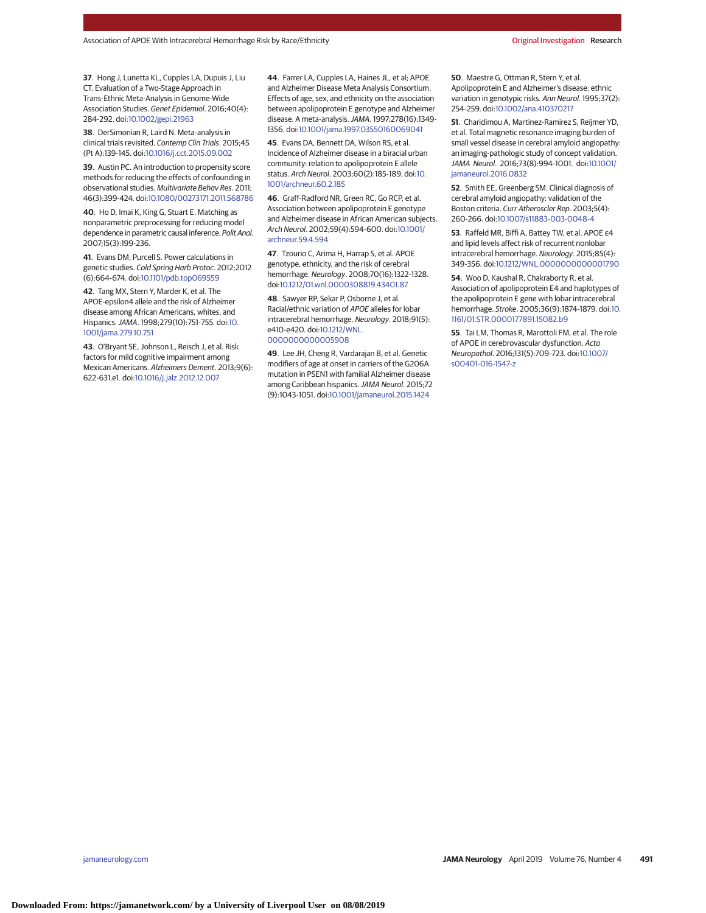37. Hong J, Lunetta KL, Cupples LA, Dupuis J, Liu CT. Evaluation of a Two-Stage Approach in Trans-Ethnic Meta-Analysis in Genome-Wide Association Studies. *Genet Epidemiol*. 2016;40(4):284-292. doi:10.1002/gepi.21963

38. DerSimonian R, Laird N. Meta-analysis in clinical trials revisited. *Contemp Clin Trials*. 2015;45(Pt A):139-145. doi:10.1016/j.cct.2015.09.002

39. Austin PC. An introduction to propensity score methods for reducing the effects of confounding in observational studies. *Multivariate Behav Res*. 2011;46(3):399-424. doi:10.1080/00273171.2011.568786

40. Ho D, Imai K, King G, Stuart E. Matching as nonparametric preprocessing for reducing model dependence in parametric causal inference. *Polit Anal*. 2007;15(3):199-236.

41. Evans DM, Purcell S. Power calculations in genetic studies. *Cold Spring Harb Protoc*. 2012;2012(6):664-674. doi:10.1101/pdb.top069559

42. Tang MX, Stern Y, Marder K, et al. The APOE-epsilon4 allele and the risk of Alzheimer disease among African Americans, whites, and Hispanics. *JAMA*. 1998;279(10):751-755. doi:10.1001/jama.279.10.751

43. O'Bryant SE, Johnson L, Reisch J, et al. Risk factors for mild cognitive impairment among Mexican Americans. *Alzheimers Dement*. 2013;9(6):622-631.e1. doi:10.1016/j.jalz.2012.12.007

44. Farrer LA, Cupples LA, Haines JL, et al; APOE and Alzheimer Disease Meta Analysis Consortium. Effects of age, sex, and ethnicity on the association between apolipoprotein E genotype and Alzheimer disease. A meta-analysis. *JAMA*. 1997;278(16):1349-1356. doi:10.1001/jama.1997.03550160069041

45. Evans DA, Bennett DA, Wilson RS, et al. Incidence of Alzheimer disease in a biracial urban community: relation to apolipoprotein E allele status. *Arch Neurol*. 2003;60(2):185-189. doi:10.1001/archneur.60.2.185

46. Graff-Radford NR, Green RC, Go RCP, et al. Association between apolipoprotein E genotype and Alzheimer disease in African American subjects. *Arch Neurol*. 2002;59(4):594-600. doi:10.1001/archneur.59.4.594

47. Tzourio C, Arima H, Harrap S, et al. APOE genotype, ethnicity, and the risk of cerebral hemorrhage. *Neurology*. 2008;70(16):1322-1328. doi:10.1212/01.wnl.0000308819.43401.87

48. Sawyer RP, Sekar P, Osborne J, et al. Racial/ethnic variation of *APOE* alleles for lobar intracerebral hemorrhage. *Neurology*. 2018;91(5):e410-e420. doi:10.1212/WNL.0000000000005908

49. Lee JH, Cheng R, Vardarajan B, et al. Genetic modifiers of age at onset in carriers of the G206A mutation in PSEN1 with familial Alzheimer disease among Caribbean hispanics. *JAMA Neurol*. 2015;72(9):1043-1051. doi:10.1001/jamaneurol.2015.1424

50. Maestre G, Ottman R, Stern Y, et al. Apolipoprotein E and Alzheimer's disease: ethnic variation in genotypic risks. *Ann Neurol*. 1995;37(2):254-259. doi:10.1002/ana.410370217

51. Charidimou A, Martinez-Ramirez S, Reijmer YD, et al. Total magnetic resonance imaging burden of small vessel disease in cerebral amyloid angiopathy: an imaging-pathologic study of concept validation. *JAMA Neurol*. 2016;73(8):994-1001. doi:10.1001/jamaneurol.2016.0832

52. Smith EE, Greenberg SM. Clinical diagnosis of cerebral amyloid angiopathy: validation of the Boston criteria. *Curr Atheroscler Rep*. 2003;5(4):260-266. doi:10.1007/s11883-003-0048-4

53. Raffeld MR, Biffi A, Battey TW, et al. APOE ε4 and lipid levels affect risk of recurrent nonlobar intracerebral hemorrhage. *Neurology*. 2015;85(4):349-356. doi:10.1212/WNL.0000000000001790

54. Woo D, Kaushal R, Chakraborty R, et al. Association of apolipoprotein E4 and haplotypes of the apolipoprotein E gene with lobar intracerebral hemorrhage. *Stroke*. 2005;36(9):1874-1879. doi:10.1161/01.STR.0000177891.15082.b9

55. Tai LM, Thomas R, Marottoli FM, et al. The role of APOE in cerebrovascular dysfunction. *Acta Neuropathol*. 2016;131(5):709-723. doi:10.1007/s00401-016-1547-z